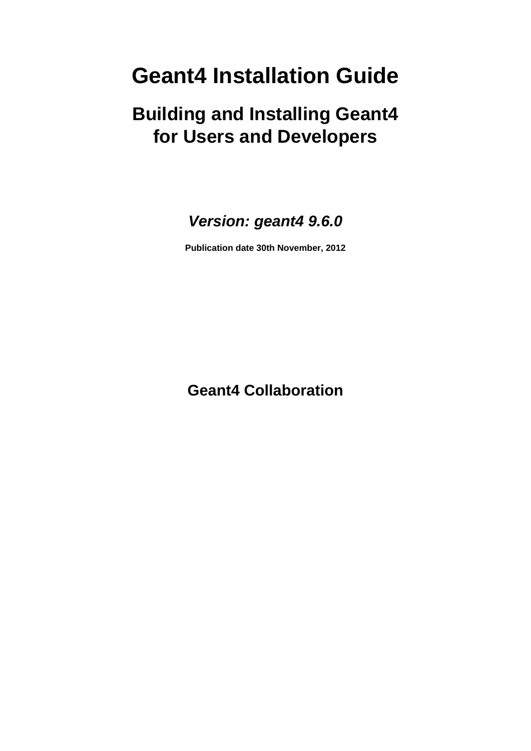# Geant4 Installation Guide

## Building and Installing Geant4 for Users and Developers

***Version: geant4 9.6.0***

**Publication date 30th November, 2012**

**Geant4 Collaboration**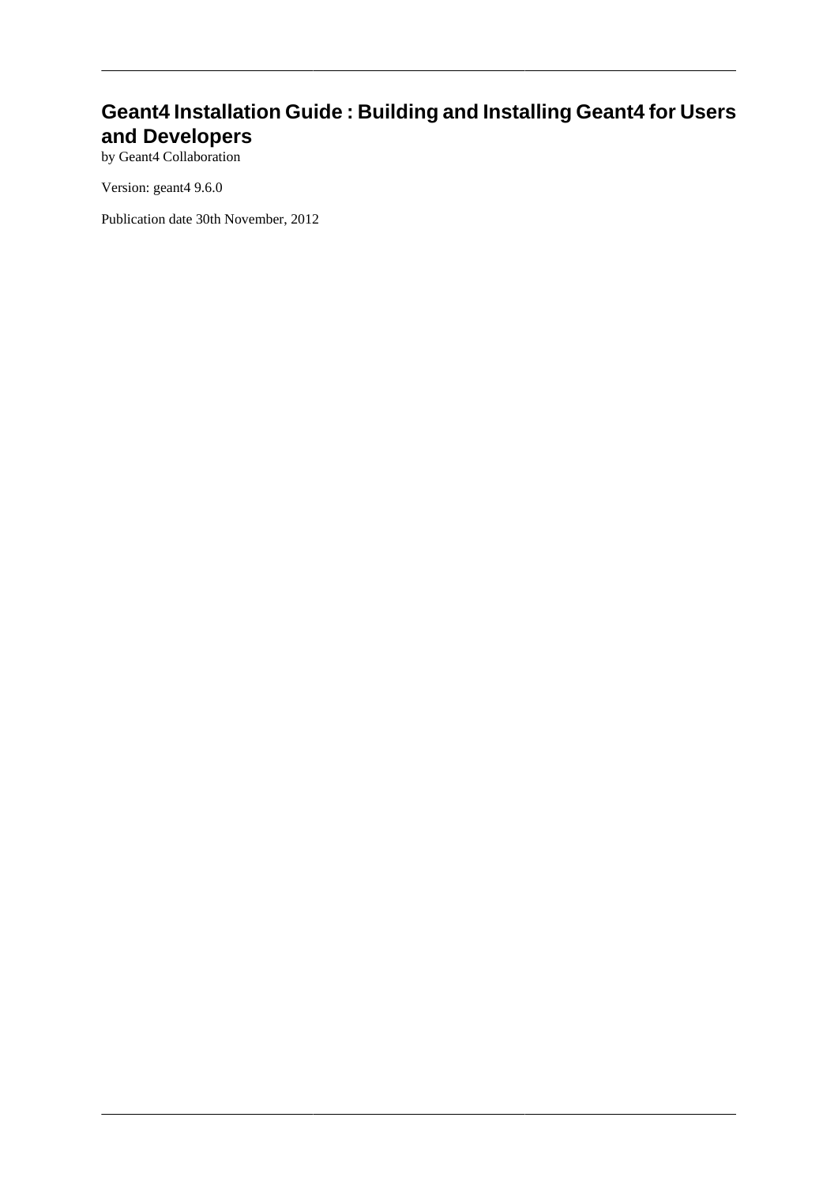# Geant4 Installation Guide : Building and Installing Geant4 for Users and Developers

by Geant4 Collaboration

Version: geant4 9.6.0

Publication date 30th November, 2012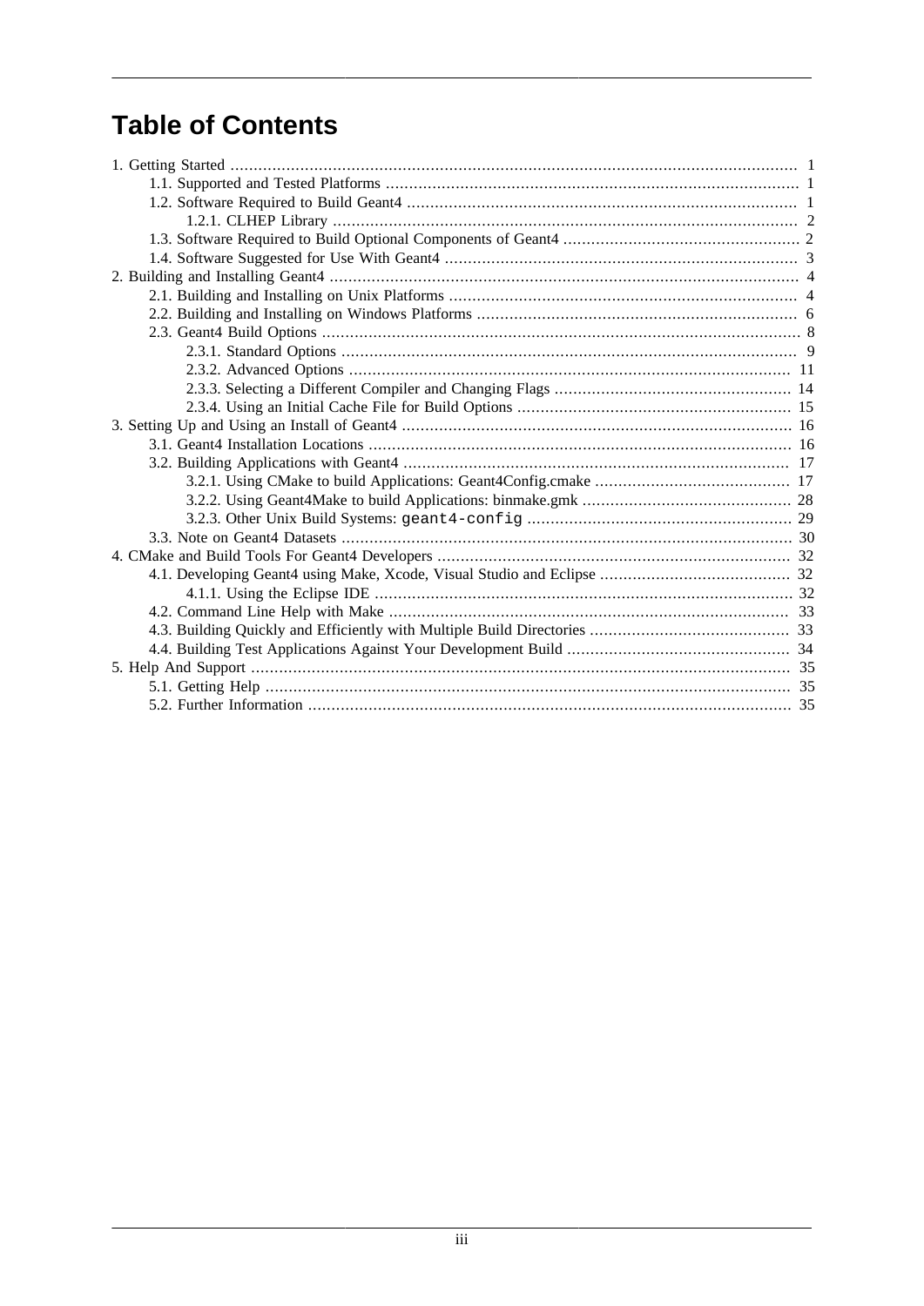# Table of Contents

- 1. Getting Started ..... 1
  - 1.1. Supported and Tested Platforms ..... 1
  - 1.2. Software Required to Build Geant4 ..... 1
    - 1.2.1. CLHEP Library ..... 2
  - 1.3. Software Required to Build Optional Components of Geant4 ..... 2
  - 1.4. Software Suggested for Use With Geant4 ..... 3
- 2. Building and Installing Geant4 ..... 4
  - 2.1. Building and Installing on Unix Platforms ..... 4
  - 2.2. Building and Installing on Windows Platforms ..... 6
  - 2.3. Geant4 Build Options ..... 8
    - 2.3.1. Standard Options ..... 9
    - 2.3.2. Advanced Options ..... 11
    - 2.3.3. Selecting a Different Compiler and Changing Flags ..... 14
    - 2.3.4. Using an Initial Cache File for Build Options ..... 15
- 3. Setting Up and Using an Install of Geant4 ..... 16
  - 3.1. Geant4 Installation Locations ..... 16
  - 3.2. Building Applications with Geant4 ..... 17
    - 3.2.1. Using CMake to build Applications: Geant4Config.cmake ..... 17
    - 3.2.2. Using Geant4Make to build Applications: binmake.gmk ..... 28
    - 3.2.3. Other Unix Build Systems: `geant4-config` ..... 29
  - 3.3. Note on Geant4 Datasets ..... 30
- 4. CMake and Build Tools For Geant4 Developers ..... 32
  - 4.1. Developing Geant4 using Make, Xcode, Visual Studio and Eclipse ..... 32
    - 4.1.1. Using the Eclipse IDE ..... 32
  - 4.2. Command Line Help with Make ..... 33
  - 4.3. Building Quickly and Efficiently with Multiple Build Directories ..... 33
  - 4.4. Building Test Applications Against Your Development Build ..... 34
- 5. Help And Support ..... 35
  - 5.1. Getting Help ..... 35
  - 5.2. Further Information ..... 35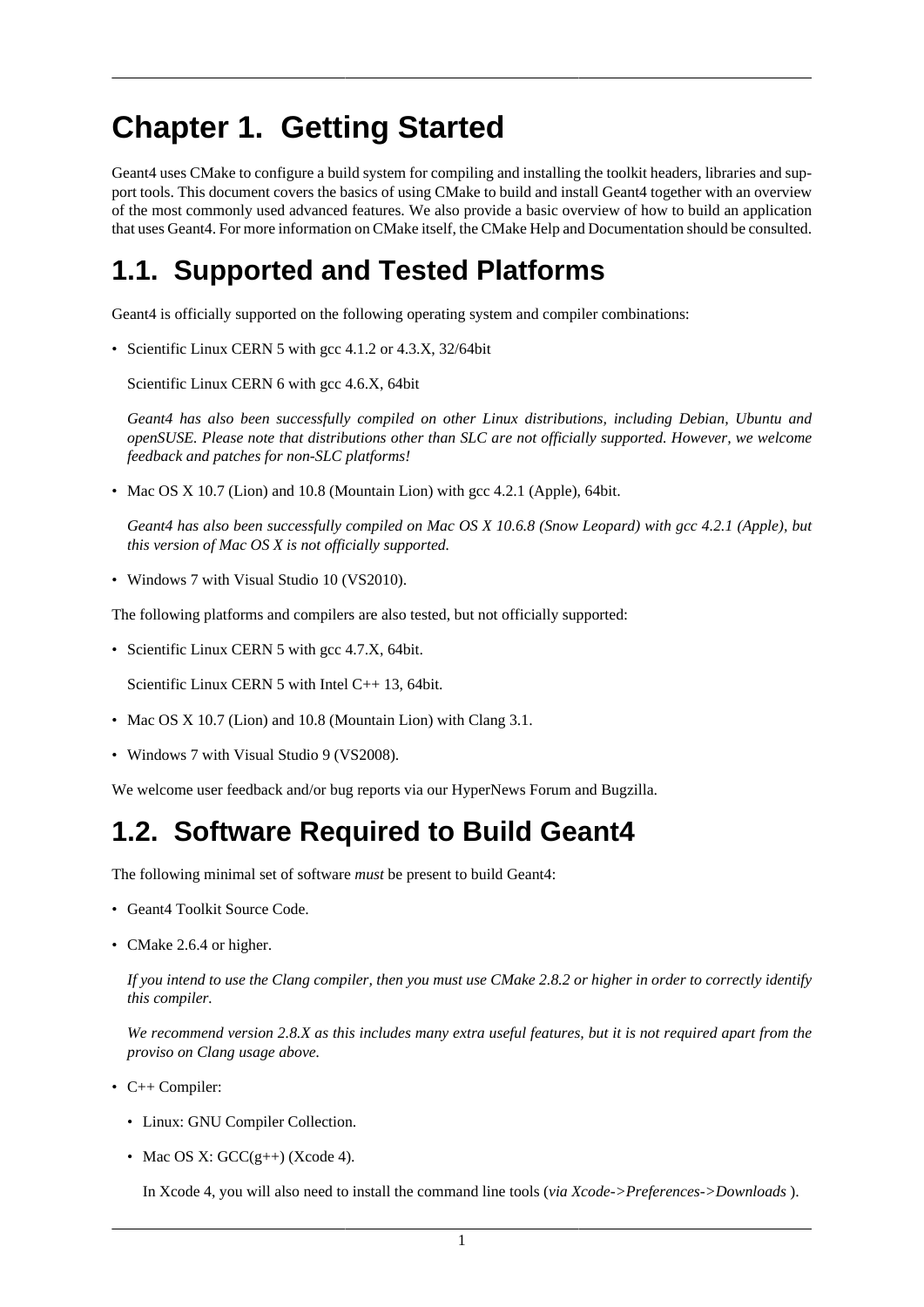# Chapter 1. Getting Started

Geant4 uses CMake to configure a build system for compiling and installing the toolkit headers, libraries and support tools. This document covers the basics of using CMake to build and install Geant4 together with an overview of the most commonly used advanced features. We also provide a basic overview of how to build an application that uses Geant4. For more information on CMake itself, the CMake Help and Documentation should be consulted.

## 1.1. Supported and Tested Platforms

Geant4 is officially supported on the following operating system and compiler combinations:

- Scientific Linux CERN 5 with gcc 4.1.2 or 4.3.X, 32/64bit

  Scientific Linux CERN 6 with gcc 4.6.X, 64bit

  *Geant4 has also been successfully compiled on other Linux distributions, including Debian, Ubuntu and openSUSE. Please note that distributions other than SLC are not officially supported. However, we welcome feedback and patches for non-SLC platforms!*

- Mac OS X 10.7 (Lion) and 10.8 (Mountain Lion) with gcc 4.2.1 (Apple), 64bit.

  *Geant4 has also been successfully compiled on Mac OS X 10.6.8 (Snow Leopard) with gcc 4.2.1 (Apple), but this version of Mac OS X is not officially supported.*

- Windows 7 with Visual Studio 10 (VS2010).

The following platforms and compilers are also tested, but not officially supported:

- Scientific Linux CERN 5 with gcc 4.7.X, 64bit.

  Scientific Linux CERN 5 with Intel C++ 13, 64bit.

- Mac OS X 10.7 (Lion) and 10.8 (Mountain Lion) with Clang 3.1.

- Windows 7 with Visual Studio 9 (VS2008).

We welcome user feedback and/or bug reports via our HyperNews Forum and Bugzilla.

## 1.2. Software Required to Build Geant4

The following minimal set of software *must* be present to build Geant4:

- Geant4 Toolkit Source Code.

- CMake 2.6.4 or higher.

  *If you intend to use the Clang compiler, then you must use CMake 2.8.2 or higher in order to correctly identify this compiler.*

  *We recommend version 2.8.X as this includes many extra useful features, but it is not required apart from the proviso on Clang usage above.*

- C++ Compiler:

  - Linux: GNU Compiler Collection.

  - Mac OS X: GCC(g++) (Xcode 4).

    In Xcode 4, you will also need to install the command line tools (*via Xcode->Preferences->Downloads* ).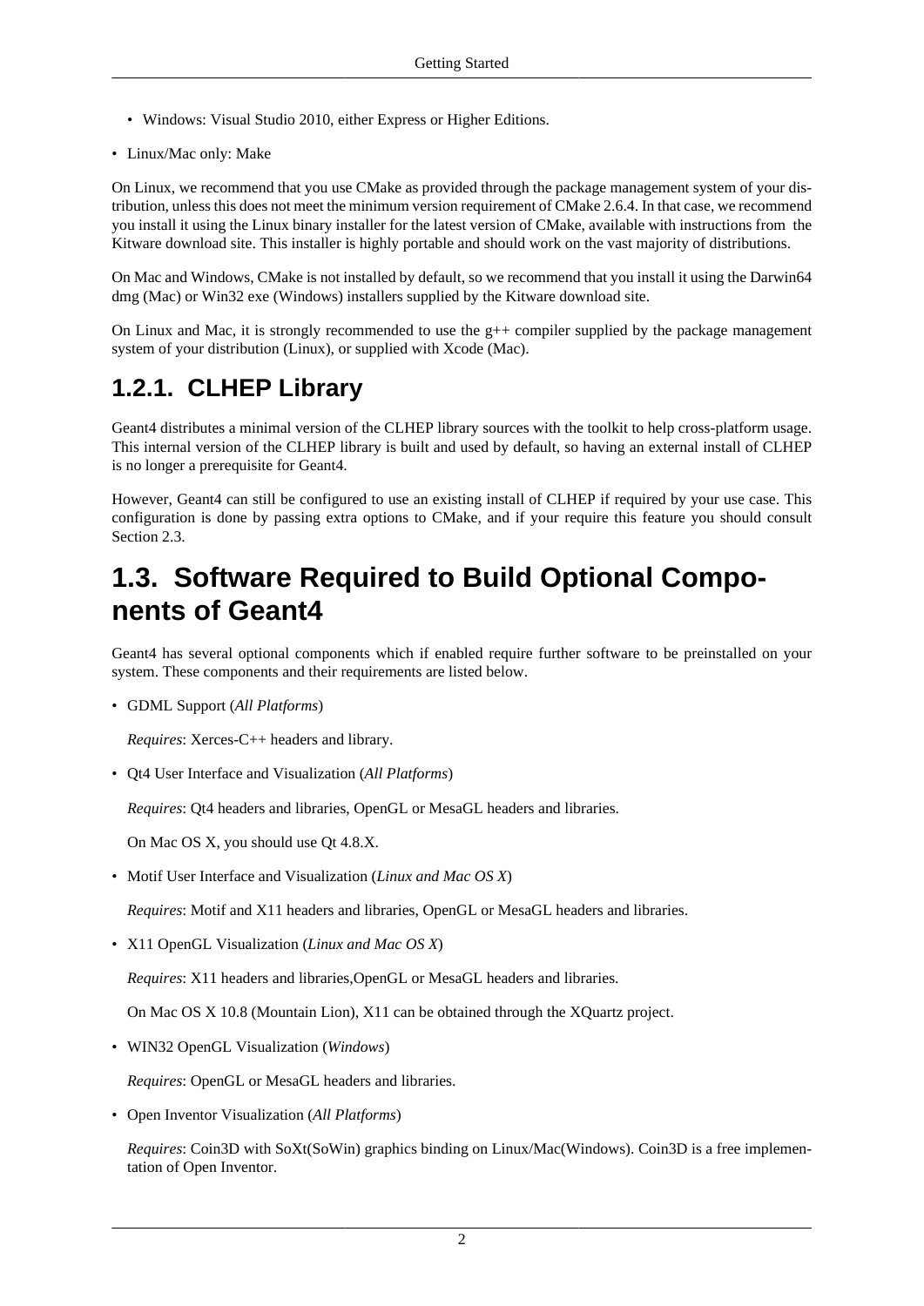- Windows: Visual Studio 2010, either Express or Higher Editions.

- Linux/Mac only: Make

On Linux, we recommend that you use CMake as provided through the package management system of your distribution, unless this does not meet the minimum version requirement of CMake 2.6.4. In that case, we recommend you install it using the Linux binary installer for the latest version of CMake, available with instructions from the Kitware download site. This installer is highly portable and should work on the vast majority of distributions.

On Mac and Windows, CMake is not installed by default, so we recommend that you install it using the Darwin64 dmg (Mac) or Win32 exe (Windows) installers supplied by the Kitware download site.

On Linux and Mac, it is strongly recommended to use the g++ compiler supplied by the package management system of your distribution (Linux), or supplied with Xcode (Mac).

### 1.2.1. CLHEP Library

Geant4 distributes a minimal version of the CLHEP library sources with the toolkit to help cross-platform usage. This internal version of the CLHEP library is built and used by default, so having an external install of CLHEP is no longer a prerequisite for Geant4.

However, Geant4 can still be configured to use an existing install of CLHEP if required by your use case. This configuration is done by passing extra options to CMake, and if your require this feature you should consult Section 2.3.

## 1.3. Software Required to Build Optional Components of Geant4

Geant4 has several optional components which if enabled require further software to be preinstalled on your system. These components and their requirements are listed below.

- GDML Support (*All Platforms*)

  *Requires*: Xerces-C++ headers and library.

- Qt4 User Interface and Visualization (*All Platforms*)

  *Requires*: Qt4 headers and libraries, OpenGL or MesaGL headers and libraries.

  On Mac OS X, you should use Qt 4.8.X.

- Motif User Interface and Visualization (*Linux and Mac OS X*)

  *Requires*: Motif and X11 headers and libraries, OpenGL or MesaGL headers and libraries.

- X11 OpenGL Visualization (*Linux and Mac OS X*)

  *Requires*: X11 headers and libraries,OpenGL or MesaGL headers and libraries.

  On Mac OS X 10.8 (Mountain Lion), X11 can be obtained through the XQuartz project.

- WIN32 OpenGL Visualization (*Windows*)

  *Requires*: OpenGL or MesaGL headers and libraries.

- Open Inventor Visualization (*All Platforms*)

  *Requires*: Coin3D with SoXt(SoWin) graphics binding on Linux/Mac(Windows). Coin3D is a free implementation of Open Inventor.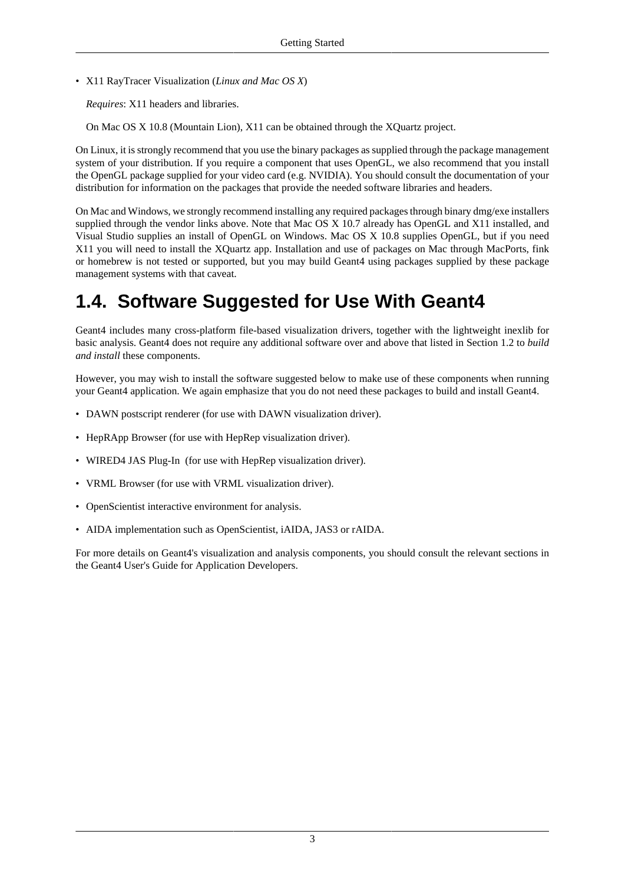- X11 RayTracer Visualization (*Linux and Mac OS X*)

  *Requires*: X11 headers and libraries.

  On Mac OS X 10.8 (Mountain Lion), X11 can be obtained through the XQuartz project.

On Linux, it is strongly recommend that you use the binary packages as supplied through the package management system of your distribution. If you require a component that uses OpenGL, we also recommend that you install the OpenGL package supplied for your video card (e.g. NVIDIA). You should consult the documentation of your distribution for information on the packages that provide the needed software libraries and headers.

On Mac and Windows, we strongly recommend installing any required packages through binary dmg/exe installers supplied through the vendor links above. Note that Mac OS X 10.7 already has OpenGL and X11 installed, and Visual Studio supplies an install of OpenGL on Windows. Mac OS X 10.8 supplies OpenGL, but if you need X11 you will need to install the XQuartz app. Installation and use of packages on Mac through MacPorts, fink or homebrew is not tested or supported, but you may build Geant4 using packages supplied by these package management systems with that caveat.

# 1.4. Software Suggested for Use With Geant4

Geant4 includes many cross-platform file-based visualization drivers, together with the lightweight inexlib for basic analysis. Geant4 does not require any additional software over and above that listed in Section 1.2 to *build and install* these components.

However, you may wish to install the software suggested below to make use of these components when running your Geant4 application. We again emphasize that you do not need these packages to build and install Geant4.

- DAWN postscript renderer (for use with DAWN visualization driver).
- HepRApp Browser (for use with HepRep visualization driver).
- WIRED4 JAS Plug-In (for use with HepRep visualization driver).
- VRML Browser (for use with VRML visualization driver).
- OpenScientist interactive environment for analysis.
- AIDA implementation such as OpenScientist, iAIDA, JAS3 or rAIDA.

For more details on Geant4's visualization and analysis components, you should consult the relevant sections in the Geant4 User's Guide for Application Developers.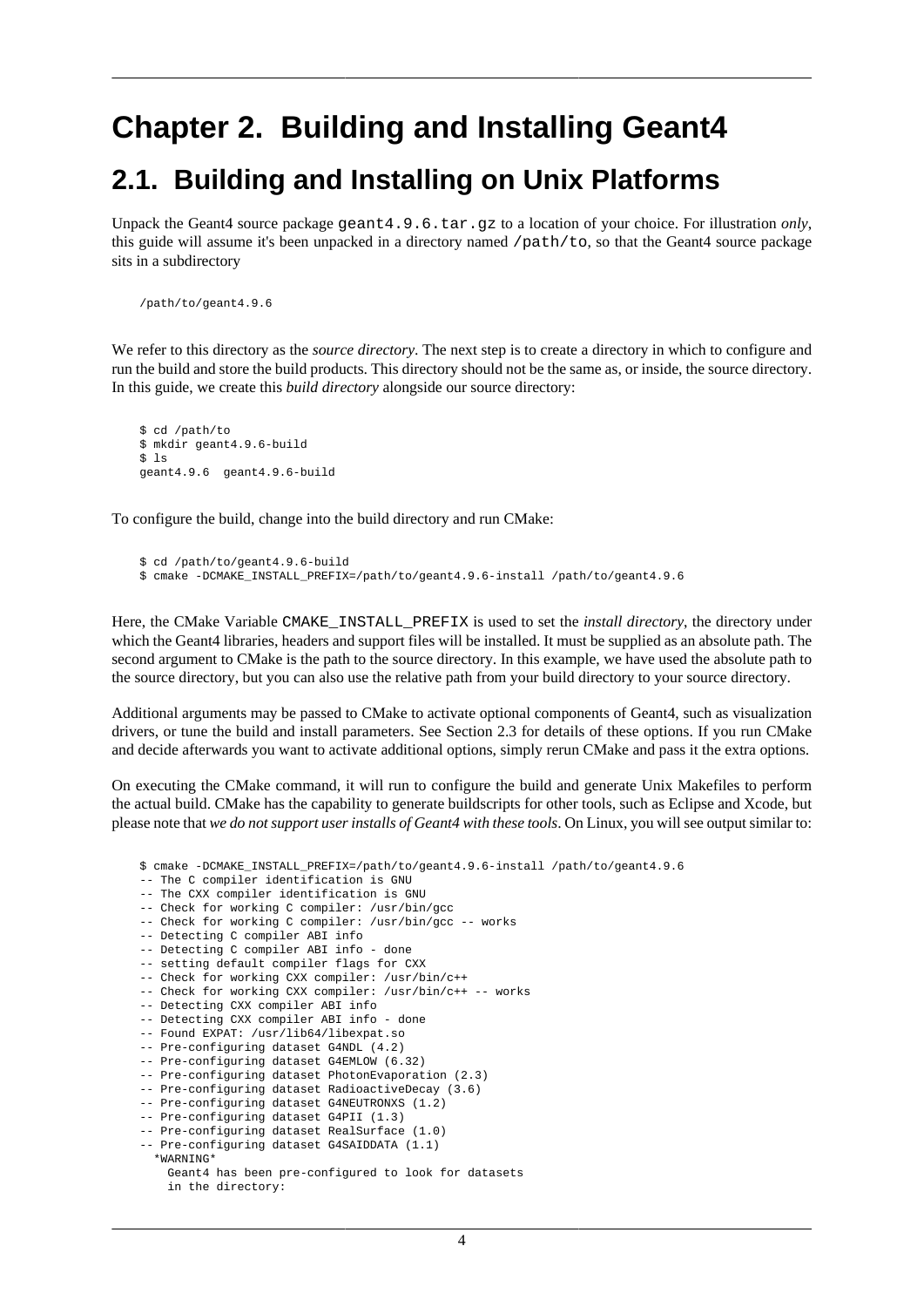# Chapter 2. Building and Installing Geant4

## 2.1. Building and Installing on Unix Platforms

Unpack the Geant4 source package `geant4.9.6.tar.gz` to a location of your choice. For illustration *only*, this guide will assume it's been unpacked in a directory named `/path/to`, so that the Geant4 source package sits in a subdirectory

```
/path/to/geant4.9.6
```

We refer to this directory as the *source directory*. The next step is to create a directory in which to configure and run the build and store the build products. This directory should not be the same as, or inside, the source directory. In this guide, we create this *build directory* alongside our source directory:

```
$ cd /path/to
$ mkdir geant4.9.6-build
$ ls
geant4.9.6  geant4.9.6-build
```

To configure the build, change into the build directory and run CMake:

```
$ cd /path/to/geant4.9.6-build
$ cmake -DCMAKE_INSTALL_PREFIX=/path/to/geant4.9.6-install /path/to/geant4.9.6
```

Here, the CMake Variable `CMAKE_INSTALL_PREFIX` is used to set the *install directory*, the directory under which the Geant4 libraries, headers and support files will be installed. It must be supplied as an absolute path. The second argument to CMake is the path to the source directory. In this example, we have used the absolute path to the source directory, but you can also use the relative path from your build directory to your source directory.

Additional arguments may be passed to CMake to activate optional components of Geant4, such as visualization drivers, or tune the build and install parameters. See Section 2.3 for details of these options. If you run CMake and decide afterwards you want to activate additional options, simply rerun CMake and pass it the extra options.

On executing the CMake command, it will run to configure the build and generate Unix Makefiles to perform the actual build. CMake has the capability to generate buildscripts for other tools, such as Eclipse and Xcode, but please note that *we do not support user installs of Geant4 with these tools*. On Linux, you will see output similar to:

```
$ cmake -DCMAKE_INSTALL_PREFIX=/path/to/geant4.9.6-install /path/to/geant4.9.6
-- The C compiler identification is GNU
-- The CXX compiler identification is GNU
-- Check for working C compiler: /usr/bin/gcc
-- Check for working C compiler: /usr/bin/gcc -- works
-- Detecting C compiler ABI info
-- Detecting C compiler ABI info - done
-- setting default compiler flags for CXX
-- Check for working CXX compiler: /usr/bin/c++
-- Check for working CXX compiler: /usr/bin/c++ -- works
-- Detecting CXX compiler ABI info
-- Detecting CXX compiler ABI info - done
-- Found EXPAT: /usr/lib64/libexpat.so
-- Pre-configuring dataset G4NDL (4.2)
-- Pre-configuring dataset G4EMLOW (6.32)
-- Pre-configuring dataset PhotonEvaporation (2.3)
-- Pre-configuring dataset RadioactiveDecay (3.6)
-- Pre-configuring dataset G4NEUTRONXS (1.2)
-- Pre-configuring dataset G4PII (1.3)
-- Pre-configuring dataset RealSurface (1.0)
-- Pre-configuring dataset G4SAIDDATA (1.1)
  *WARNING*
    Geant4 has been pre-configured to look for datasets
    in the directory:
```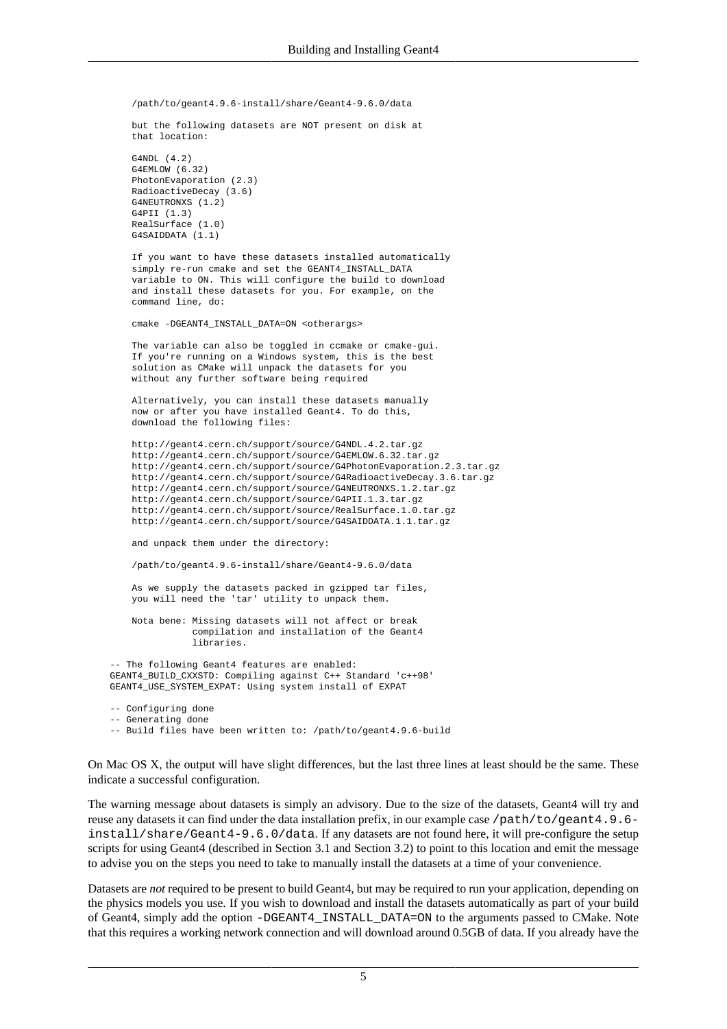```
    /path/to/geant4.9.6-install/share/Geant4-9.6.0/data

    but the following datasets are NOT present on disk at
    that location:

    G4NDL (4.2)
    G4EMLOW (6.32)
    PhotonEvaporation (2.3)
    RadioactiveDecay (3.6)
    G4NEUTRONXS (1.2)
    G4PII (1.3)
    RealSurface (1.0)
    G4SAIDDATA (1.1)

    If you want to have these datasets installed automatically
    simply re-run cmake and set the GEANT4_INSTALL_DATA
    variable to ON. This will configure the build to download
    and install these datasets for you. For example, on the
    command line, do:

    cmake -DGEANT4_INSTALL_DATA=ON <otherargs>

    The variable can also be toggled in ccmake or cmake-gui.
    If you're running on a Windows system, this is the best
    solution as CMake will unpack the datasets for you
    without any further software being required

    Alternatively, you can install these datasets manually
    now or after you have installed Geant4. To do this,
    download the following files:

    http://geant4.cern.ch/support/source/G4NDL.4.2.tar.gz
    http://geant4.cern.ch/support/source/G4EMLOW.6.32.tar.gz
    http://geant4.cern.ch/support/source/G4PhotonEvaporation.2.3.tar.gz
    http://geant4.cern.ch/support/source/G4RadioactiveDecay.3.6.tar.gz
    http://geant4.cern.ch/support/source/G4NEUTRONXS.1.2.tar.gz
    http://geant4.cern.ch/support/source/G4PII.1.3.tar.gz
    http://geant4.cern.ch/support/source/RealSurface.1.0.tar.gz
    http://geant4.cern.ch/support/source/G4SAIDDATA.1.1.tar.gz

    and unpack them under the directory:

    /path/to/geant4.9.6-install/share/Geant4-9.6.0/data

    As we supply the datasets packed in gzipped tar files,
    you will need the 'tar' utility to unpack them.

    Nota bene: Missing datasets will not affect or break
               compilation and installation of the Geant4
               libraries.

-- The following Geant4 features are enabled:
GEANT4_BUILD_CXXSTD: Compiling against C++ Standard 'c++98'
GEANT4_USE_SYSTEM_EXPAT: Using system install of EXPAT

-- Configuring done
-- Generating done
-- Build files have been written to: /path/to/geant4.9.6-build
```

On Mac OS X, the output will have slight differences, but the last three lines at least should be the same. These indicate a successful configuration.

The warning message about datasets is simply an advisory. Due to the size of the datasets, Geant4 will try and reuse any datasets it can find under the data installation prefix, in our example case `/path/to/geant4.9.6-install/share/Geant4-9.6.0/data`. If any datasets are not found here, it will pre-configure the setup scripts for using Geant4 (described in Section 3.1 and Section 3.2) to point to this location and emit the message to advise you on the steps you need to take to manually install the datasets at a time of your convenience.

Datasets are *not* required to be present to build Geant4, but may be required to run your application, depending on the physics models you use. If you wish to download and install the datasets automatically as part of your build of Geant4, simply add the option `-DGEANT4_INSTALL_DATA=ON` to the arguments passed to CMake. Note that this requires a working network connection and will download around 0.5GB of data. If you already have the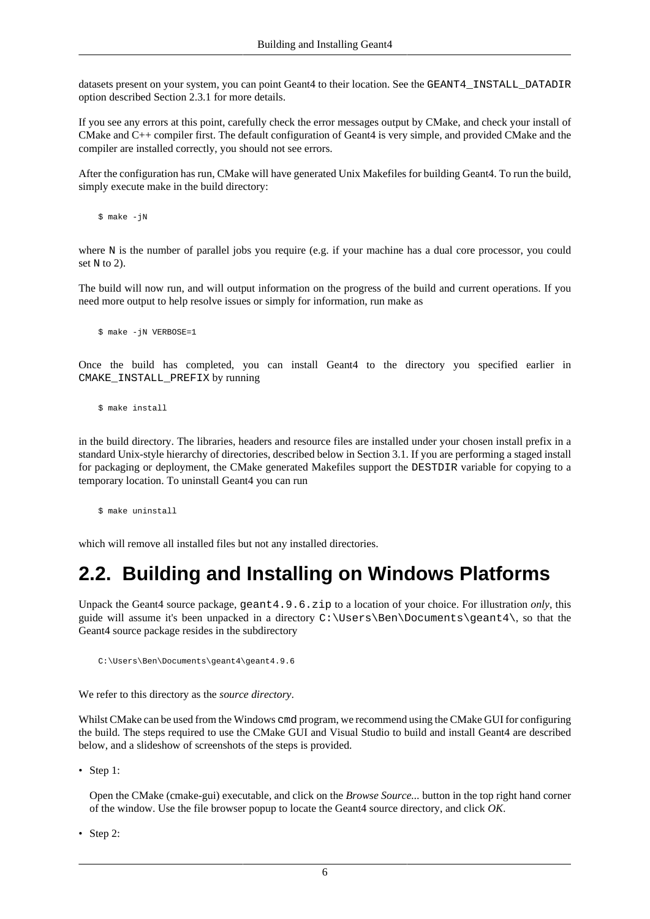datasets present on your system, you can point Geant4 to their location. See the `GEANT4_INSTALL_DATADIR` option described Section 2.3.1 for more details.

If you see any errors at this point, carefully check the error messages output by CMake, and check your install of CMake and C++ compiler first. The default configuration of Geant4 is very simple, and provided CMake and the compiler are installed correctly, you should not see errors.

After the configuration has run, CMake will have generated Unix Makefiles for building Geant4. To run the build, simply execute make in the build directory:

```
$ make -jN
```

where `N` is the number of parallel jobs you require (e.g. if your machine has a dual core processor, you could set `N` to 2).

The build will now run, and will output information on the progress of the build and current operations. If you need more output to help resolve issues or simply for information, run make as

```
$ make -jN VERBOSE=1
```

Once the build has completed, you can install Geant4 to the directory you specified earlier in `CMAKE_INSTALL_PREFIX` by running

```
$ make install
```

in the build directory. The libraries, headers and resource files are installed under your chosen install prefix in a standard Unix-style hierarchy of directories, described below in Section 3.1. If you are performing a staged install for packaging or deployment, the CMake generated Makefiles support the `DESTDIR` variable for copying to a temporary location. To uninstall Geant4 you can run

```
$ make uninstall
```

which will remove all installed files but not any installed directories.

## 2.2. Building and Installing on Windows Platforms

Unpack the Geant4 source package, `geant4.9.6.zip` to a location of your choice. For illustration *only*, this guide will assume it's been unpacked in a directory `C:\Users\Ben\Documents\geant4\`, so that the Geant4 source package resides in the subdirectory

```
C:\Users\Ben\Documents\geant4\geant4.9.6
```

We refer to this directory as the *source directory*.

Whilst CMake can be used from the Windows `cmd` program, we recommend using the CMake GUI for configuring the build. The steps required to use the CMake GUI and Visual Studio to build and install Geant4 are described below, and a slideshow of screenshots of the steps is provided.

- Step 1:

  Open the CMake (cmake-gui) executable, and click on the *Browse Source...* button in the top right hand corner of the window. Use the file browser popup to locate the Geant4 source directory, and click *OK*.

- Step 2: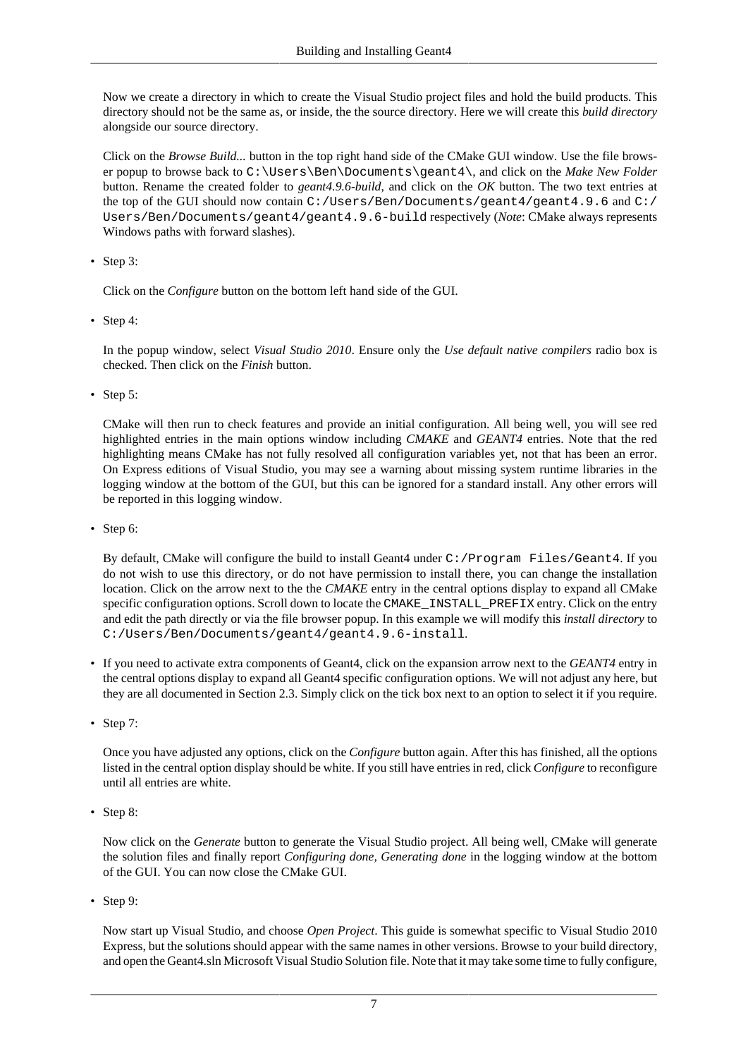Now we create a directory in which to create the Visual Studio project files and hold the build products. This directory should not be the same as, or inside, the the source directory. Here we will create this *build directory* alongside our source directory.

Click on the *Browse Build...* button in the top right hand side of the CMake GUI window. Use the file browser popup to browse back to `C:\Users\Ben\Documents\geant4\`, and click on the *Make New Folder* button. Rename the created folder to *geant4.9.6-build*, and click on the *OK* button. The two text entries at the top of the GUI should now contain `C:/Users/Ben/Documents/geant4/geant4.9.6` and `C:/Users/Ben/Documents/geant4/geant4.9.6-build` respectively (*Note*: CMake always represents Windows paths with forward slashes).

- Step 3:

  Click on the *Configure* button on the bottom left hand side of the GUI.

- Step 4:

  In the popup window, select *Visual Studio 2010*. Ensure only the *Use default native compilers* radio box is checked. Then click on the *Finish* button.

- Step 5:

  CMake will then run to check features and provide an initial configuration. All being well, you will see red highlighted entries in the main options window including *CMAKE* and *GEANT4* entries. Note that the red highlighting means CMake has not fully resolved all configuration variables yet, not that has been an error. On Express editions of Visual Studio, you may see a warning about missing system runtime libraries in the logging window at the bottom of the GUI, but this can be ignored for a standard install. Any other errors will be reported in this logging window.

- Step 6:

  By default, CMake will configure the build to install Geant4 under `C:/Program Files/Geant4`. If you do not wish to use this directory, or do not have permission to install there, you can change the installation location. Click on the arrow next to the the *CMAKE* entry in the central options display to expand all CMake specific configuration options. Scroll down to locate the `CMAKE_INSTALL_PREFIX` entry. Click on the entry and edit the path directly or via the file browser popup. In this example we will modify this *install directory* to `C:/Users/Ben/Documents/geant4/geant4.9.6-install`.

- If you need to activate extra components of Geant4, click on the expansion arrow next to the *GEANT4* entry in the central options display to expand all Geant4 specific configuration options. We will not adjust any here, but they are all documented in Section 2.3. Simply click on the tick box next to an option to select it if you require.

- Step 7:

  Once you have adjusted any options, click on the *Configure* button again. After this has finished, all the options listed in the central option display should be white. If you still have entries in red, click *Configure* to reconfigure until all entries are white.

- Step 8:

  Now click on the *Generate* button to generate the Visual Studio project. All being well, CMake will generate the solution files and finally report *Configuring done, Generating done* in the logging window at the bottom of the GUI. You can now close the CMake GUI.

- Step 9:

  Now start up Visual Studio, and choose *Open Project*. This guide is somewhat specific to Visual Studio 2010 Express, but the solutions should appear with the same names in other versions. Browse to your build directory, and open the Geant4.sln Microsoft Visual Studio Solution file. Note that it may take some time to fully configure,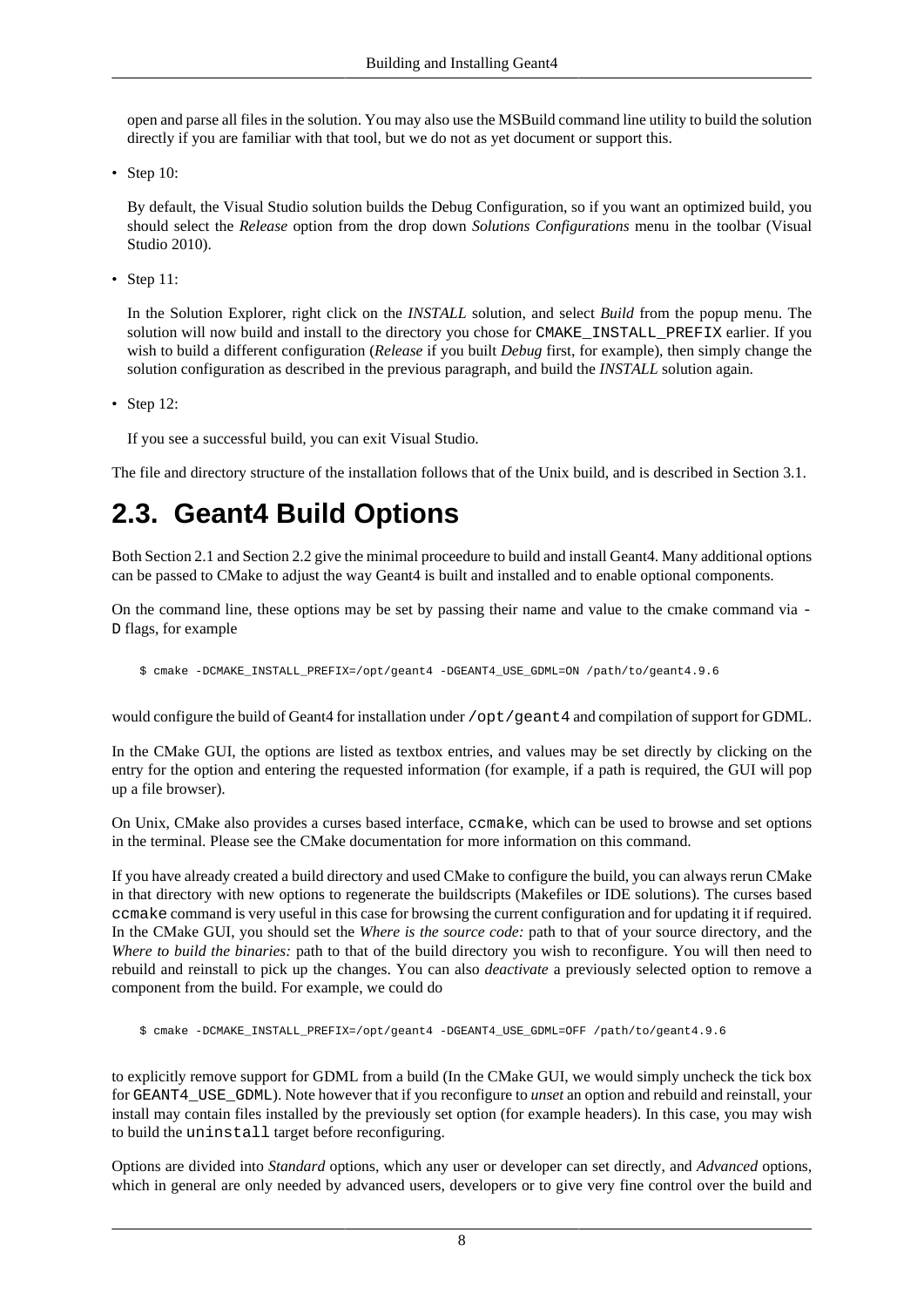open and parse all files in the solution. You may also use the MSBuild command line utility to build the solution directly if you are familiar with that tool, but we do not as yet document or support this.

- Step 10:

  By default, the Visual Studio solution builds the Debug Configuration, so if you want an optimized build, you should select the *Release* option from the drop down *Solutions Configurations* menu in the toolbar (Visual Studio 2010).

- Step 11:

  In the Solution Explorer, right click on the *INSTALL* solution, and select *Build* from the popup menu. The solution will now build and install to the directory you chose for `CMAKE_INSTALL_PREFIX` earlier. If you wish to build a different configuration (*Release* if you built *Debug* first, for example), then simply change the solution configuration as described in the previous paragraph, and build the *INSTALL* solution again.

- Step 12:

  If you see a successful build, you can exit Visual Studio.

The file and directory structure of the installation follows that of the Unix build, and is described in Section 3.1.

# 2.3. Geant4 Build Options

Both Section 2.1 and Section 2.2 give the minimal proceedure to build and install Geant4. Many additional options can be passed to CMake to adjust the way Geant4 is built and installed and to enable optional components.

On the command line, these options may be set by passing their name and value to the cmake command via -D flags, for example

```
$ cmake -DCMAKE_INSTALL_PREFIX=/opt/geant4 -DGEANT4_USE_GDML=ON /path/to/geant4.9.6
```

would configure the build of Geant4 for installation under `/opt/geant4` and compilation of support for GDML.

In the CMake GUI, the options are listed as textbox entries, and values may be set directly by clicking on the entry for the option and entering the requested information (for example, if a path is required, the GUI will pop up a file browser).

On Unix, CMake also provides a curses based interface, `ccmake`, which can be used to browse and set options in the terminal. Please see the CMake documentation for more information on this command.

If you have already created a build directory and used CMake to configure the build, you can always rerun CMake in that directory with new options to regenerate the buildscripts (Makefiles or IDE solutions). The curses based `ccmake` command is very useful in this case for browsing the current configuration and for updating it if required. In the CMake GUI, you should set the *Where is the source code:* path to that of your source directory, and the *Where to build the binaries:* path to that of the build directory you wish to reconfigure. You will then need to rebuild and reinstall to pick up the changes. You can also *deactivate* a previously selected option to remove a component from the build. For example, we could do

```
$ cmake -DCMAKE_INSTALL_PREFIX=/opt/geant4 -DGEANT4_USE_GDML=OFF /path/to/geant4.9.6
```

to explicitly remove support for GDML from a build (In the CMake GUI, we would simply uncheck the tick box for `GEANT4_USE_GDML`). Note however that if you reconfigure to *unset* an option and rebuild and reinstall, your install may contain files installed by the previously set option (for example headers). In this case, you may wish to build the `uninstall` target before reconfiguring.

Options are divided into *Standard* options, which any user or developer can set directly, and *Advanced* options, which in general are only needed by advanced users, developers or to give very fine control over the build and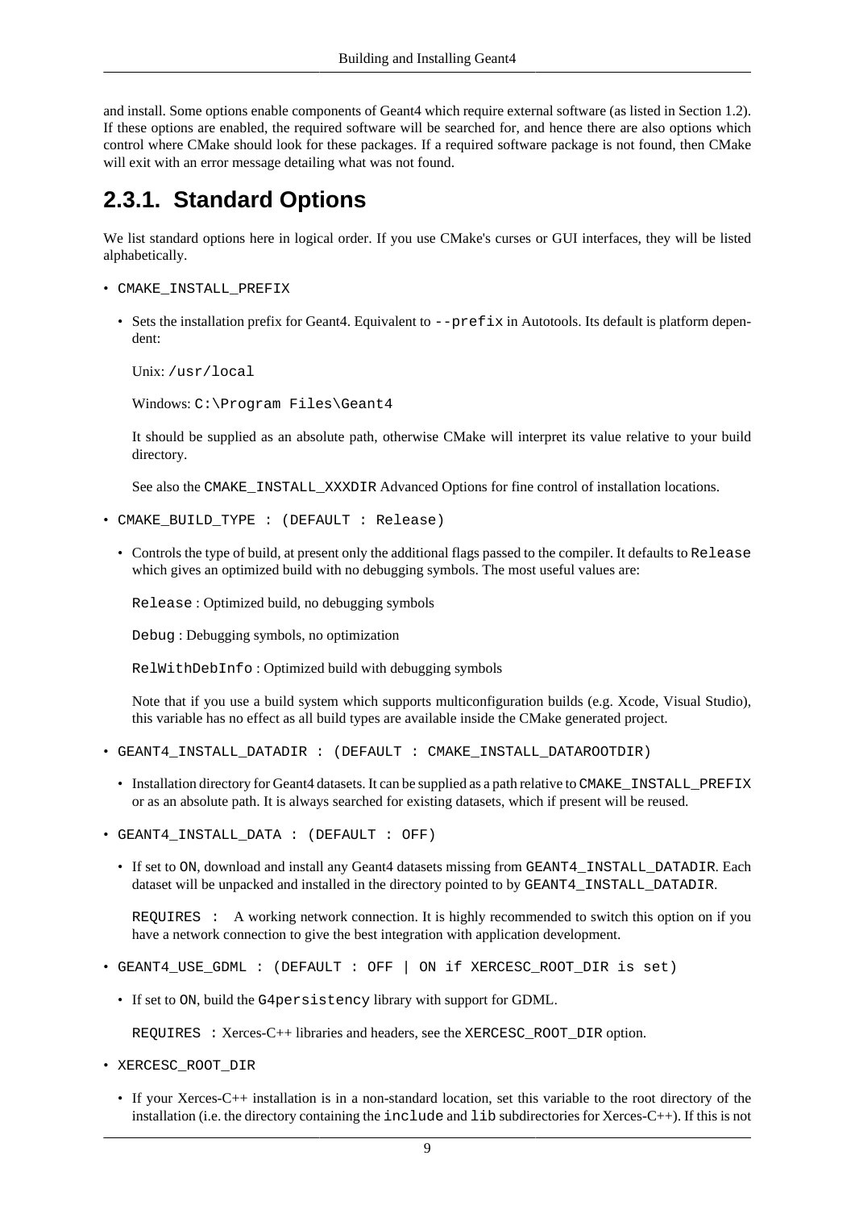and install. Some options enable components of Geant4 which require external software (as listed in Section 1.2). If these options are enabled, the required software will be searched for, and hence there are also options which control where CMake should look for these packages. If a required software package is not found, then CMake will exit with an error message detailing what was not found.

## 2.3.1. Standard Options

We list standard options here in logical order. If you use CMake's curses or GUI interfaces, they will be listed alphabetically.

- `CMAKE_INSTALL_PREFIX`
  - Sets the installation prefix for Geant4. Equivalent to `--prefix` in Autotools. Its default is platform dependent:

    Unix: `/usr/local`

    Windows: `C:\Program Files\Geant4`

    It should be supplied as an absolute path, otherwise CMake will interpret its value relative to your build directory.

    See also the `CMAKE_INSTALL_XXXDIR` Advanced Options for fine control of installation locations.

- `CMAKE_BUILD_TYPE : (DEFAULT : Release)`
  - Controls the type of build, at present only the additional flags passed to the compiler. It defaults to `Release` which gives an optimized build with no debugging symbols. The most useful values are:

    `Release` : Optimized build, no debugging symbols

    `Debug` : Debugging symbols, no optimization

    `RelWithDebInfo` : Optimized build with debugging symbols

    Note that if you use a build system which supports multiconfiguration builds (e.g. Xcode, Visual Studio), this variable has no effect as all build types are available inside the CMake generated project.

- `GEANT4_INSTALL_DATADIR : (DEFAULT : CMAKE_INSTALL_DATAROOTDIR)`
  - Installation directory for Geant4 datasets. It can be supplied as a path relative to `CMAKE_INSTALL_PREFIX` or as an absolute path. It is always searched for existing datasets, which if present will be reused.

- `GEANT4_INSTALL_DATA : (DEFAULT : OFF)`
  - If set to `ON`, download and install any Geant4 datasets missing from `GEANT4_INSTALL_DATADIR`. Each dataset will be unpacked and installed in the directory pointed to by `GEANT4_INSTALL_DATADIR`.

    `REQUIRES :` A working network connection. It is highly recommended to switch this option on if you have a network connection to give the best integration with application development.

- `GEANT4_USE_GDML : (DEFAULT : OFF | ON if XERCESC_ROOT_DIR is set)`
  - If set to `ON`, build the `G4persistency` library with support for GDML.

    `REQUIRES :` Xerces-C++ libraries and headers, see the `XERCESC_ROOT_DIR` option.

- `XERCESC_ROOT_DIR`
  - If your Xerces-C++ installation is in a non-standard location, set this variable to the root directory of the installation (i.e. the directory containing the `include` and `lib` subdirectories for Xerces-C++). If this is not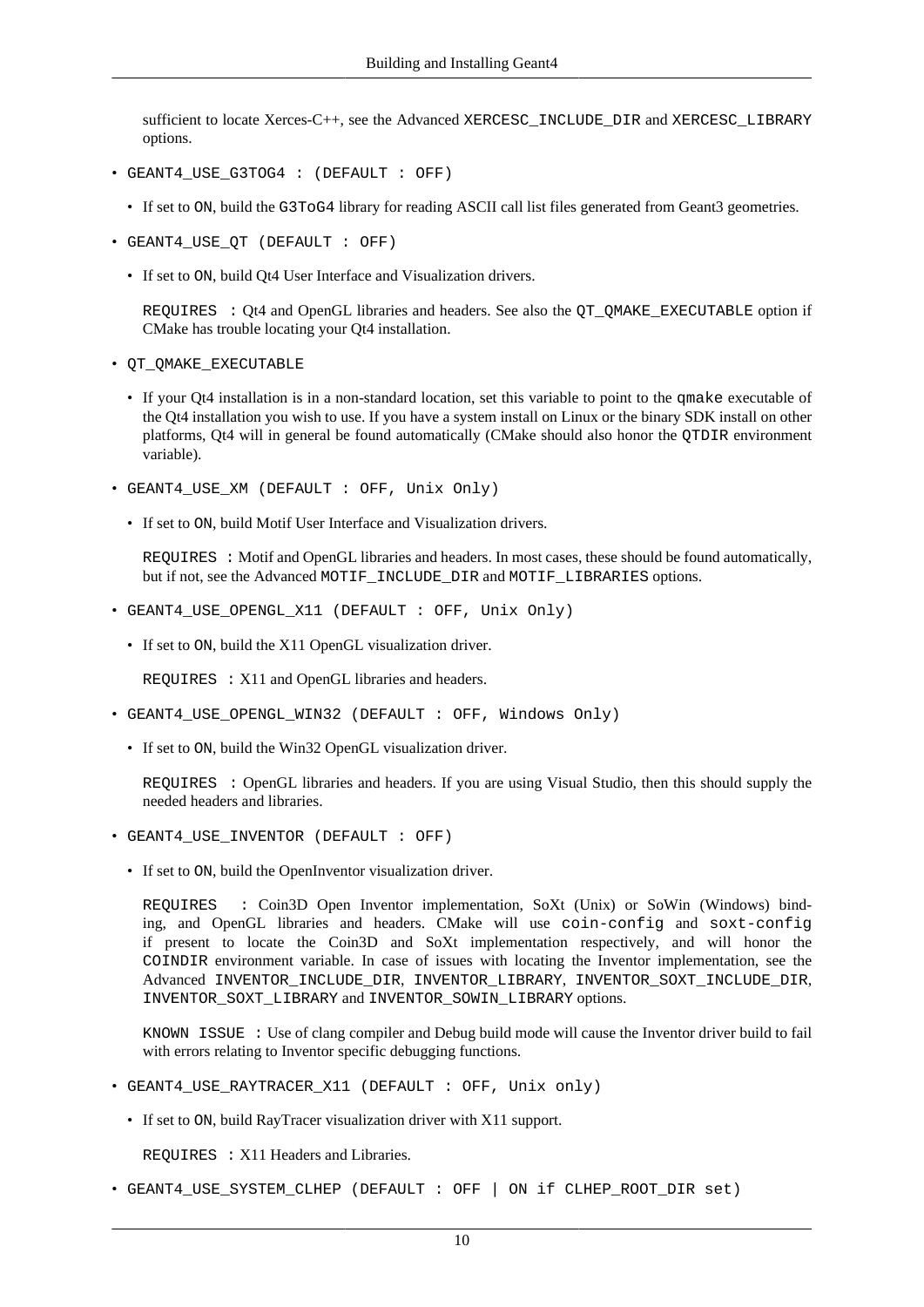sufficient to locate Xerces-C++, see the Advanced `XERCESC_INCLUDE_DIR` and `XERCESC_LIBRARY` options.

- `GEANT4_USE_G3TOG4 : (DEFAULT : OFF)`
  - If set to `ON`, build the `G3ToG4` library for reading ASCII call list files generated from Geant3 geometries.
- `GEANT4_USE_QT (DEFAULT : OFF)`
  - If set to `ON`, build Qt4 User Interface and Visualization drivers.

    `REQUIRES :` Qt4 and OpenGL libraries and headers. See also the `QT_QMAKE_EXECUTABLE` option if CMake has trouble locating your Qt4 installation.
- `QT_QMAKE_EXECUTABLE`
  - If your Qt4 installation is in a non-standard location, set this variable to point to the `qmake` executable of the Qt4 installation you wish to use. If you have a system install on Linux or the binary SDK install on other platforms, Qt4 will in general be found automatically (CMake should also honor the `QTDIR` environment variable).
- `GEANT4_USE_XM (DEFAULT : OFF, Unix Only)`
  - If set to `ON`, build Motif User Interface and Visualization drivers.

    `REQUIRES :` Motif and OpenGL libraries and headers. In most cases, these should be found automatically, but if not, see the Advanced `MOTIF_INCLUDE_DIR` and `MOTIF_LIBRARIES` options.
- `GEANT4_USE_OPENGL_X11 (DEFAULT : OFF, Unix Only)`
  - If set to `ON`, build the X11 OpenGL visualization driver.

    `REQUIRES :` X11 and OpenGL libraries and headers.
- `GEANT4_USE_OPENGL_WIN32 (DEFAULT : OFF, Windows Only)`
  - If set to `ON`, build the Win32 OpenGL visualization driver.

    `REQUIRES :` OpenGL libraries and headers. If you are using Visual Studio, then this should supply the needed headers and libraries.
- `GEANT4_USE_INVENTOR (DEFAULT : OFF)`
  - If set to `ON`, build the OpenInventor visualization driver.

    `REQUIRES :` Coin3D Open Inventor implementation, SoXt (Unix) or SoWin (Windows) binding, and OpenGL libraries and headers. CMake will use `coin-config` and `soxt-config` if present to locate the Coin3D and SoXt implementation respectively, and will honor the `COINDIR` environment variable. In case of issues with locating the Inventor implementation, see the Advanced `INVENTOR_INCLUDE_DIR`, `INVENTOR_LIBRARY`, `INVENTOR_SOXT_INCLUDE_DIR`, `INVENTOR_SOXT_LIBRARY` and `INVENTOR_SOWIN_LIBRARY` options.

    `KNOWN ISSUE :` Use of clang compiler and Debug build mode will cause the Inventor driver build to fail with errors relating to Inventor specific debugging functions.
- `GEANT4_USE_RAYTRACER_X11 (DEFAULT : OFF, Unix only)`
  - If set to `ON`, build RayTracer visualization driver with X11 support.

    `REQUIRES :` X11 Headers and Libraries.
- `GEANT4_USE_SYSTEM_CLHEP (DEFAULT : OFF | ON if CLHEP_ROOT_DIR set)`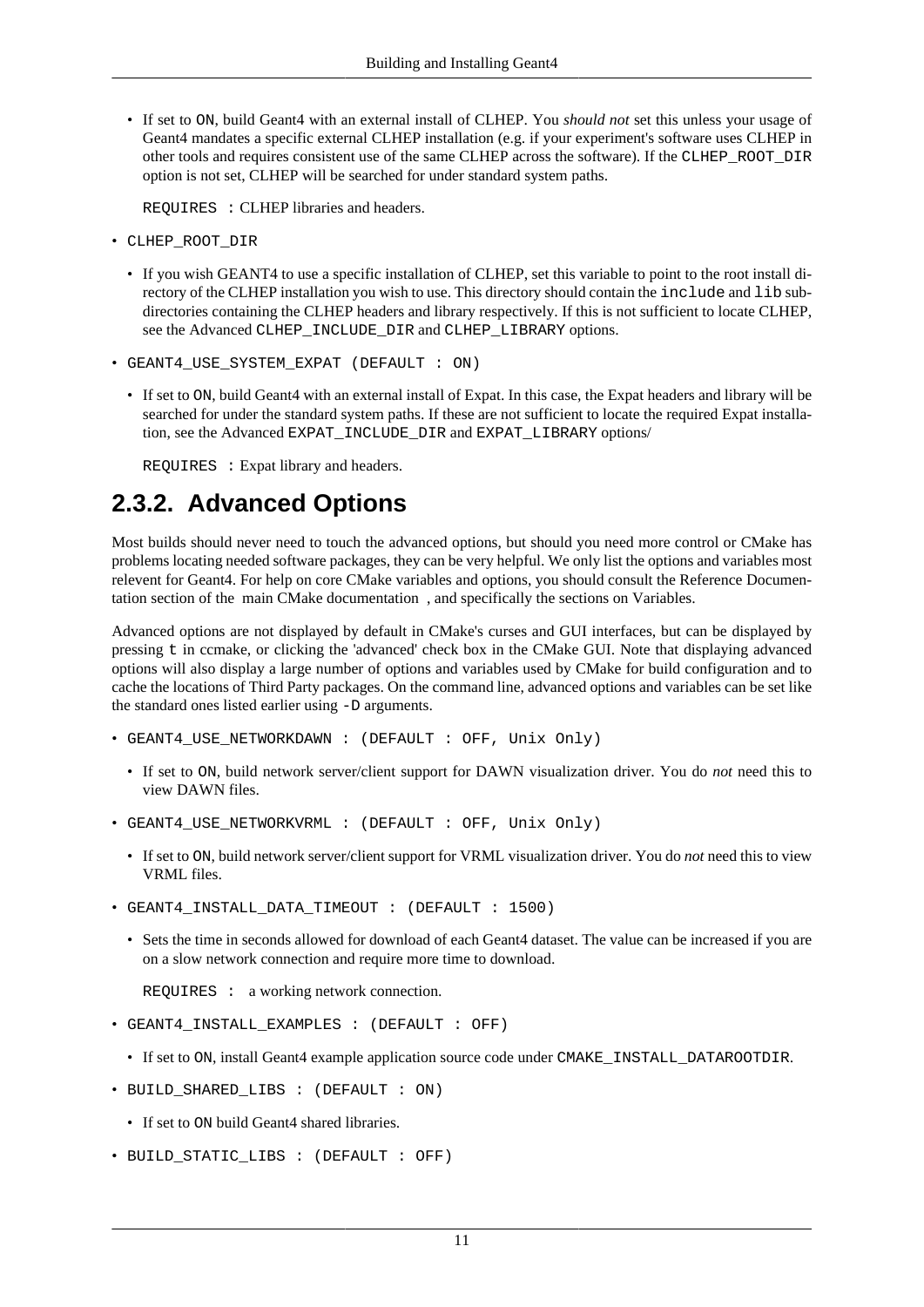- If set to `ON`, build Geant4 with an external install of CLHEP. You *should not* set this unless your usage of Geant4 mandates a specific external CLHEP installation (e.g. if your experiment's software uses CLHEP in other tools and requires consistent use of the same CLHEP across the software). If the `CLHEP_ROOT_DIR` option is not set, CLHEP will be searched for under standard system paths.

  `REQUIRES :` CLHEP libraries and headers.

- `CLHEP_ROOT_DIR`
  - If you wish GEANT4 to use a specific installation of CLHEP, set this variable to point to the root install directory of the CLHEP installation you wish to use. This directory should contain the `include` and `lib` subdirectories containing the CLHEP headers and library respectively. If this is not sufficient to locate CLHEP, see the Advanced `CLHEP_INCLUDE_DIR` and `CLHEP_LIBRARY` options.

- `GEANT4_USE_SYSTEM_EXPAT (DEFAULT : ON)`
  - If set to `ON`, build Geant4 with an external install of Expat. In this case, the Expat headers and library will be searched for under the standard system paths. If these are not sufficient to locate the required Expat installation, see the Advanced `EXPAT_INCLUDE_DIR` and `EXPAT_LIBRARY` options/

  `REQUIRES :` Expat library and headers.

## 2.3.2. Advanced Options

Most builds should never need to touch the advanced options, but should you need more control or CMake has problems locating needed software packages, they can be very helpful. We only list the options and variables most relevent for Geant4. For help on core CMake variables and options, you should consult the Reference Documentation section of the main CMake documentation , and specifically the sections on Variables.

Advanced options are not displayed by default in CMake's curses and GUI interfaces, but can be displayed by pressing `t` in ccmake, or clicking the 'advanced' check box in the CMake GUI. Note that displaying advanced options will also display a large number of options and variables used by CMake for build configuration and to cache the locations of Third Party packages. On the command line, advanced options and variables can be set like the standard ones listed earlier using `-D` arguments.

- `GEANT4_USE_NETWORKDAWN : (DEFAULT : OFF, Unix Only)`
  - If set to `ON`, build network server/client support for DAWN visualization driver. You do *not* need this to view DAWN files.

- `GEANT4_USE_NETWORKVRML : (DEFAULT : OFF, Unix Only)`
  - If set to `ON`, build network server/client support for VRML visualization driver. You do *not* need this to view VRML files.

- `GEANT4_INSTALL_DATA_TIMEOUT : (DEFAULT : 1500)`
  - Sets the time in seconds allowed for download of each Geant4 dataset. The value can be increased if you are on a slow network connection and require more time to download.

  `REQUIRES :` a working network connection.

- `GEANT4_INSTALL_EXAMPLES : (DEFAULT : OFF)`
  - If set to `ON`, install Geant4 example application source code under `CMAKE_INSTALL_DATAROOTDIR`.

- `BUILD_SHARED_LIBS : (DEFAULT : ON)`
  - If set to `ON` build Geant4 shared libraries.

- `BUILD_STATIC_LIBS : (DEFAULT : OFF)`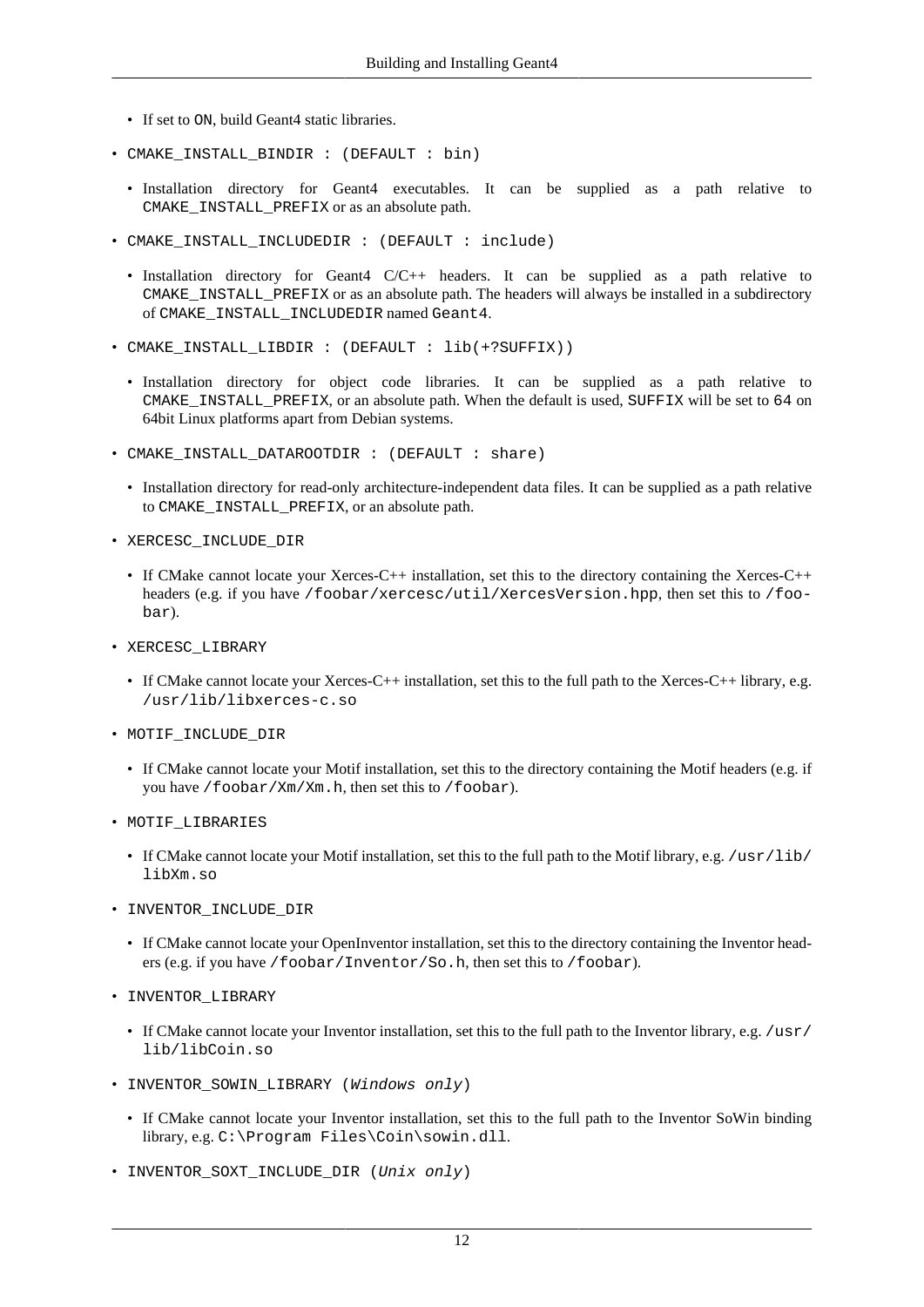- If set to `ON`, build Geant4 static libraries.

- `CMAKE_INSTALL_BINDIR : (DEFAULT : bin)`
  - Installation directory for Geant4 executables. It can be supplied as a path relative to `CMAKE_INSTALL_PREFIX` or as an absolute path.

- `CMAKE_INSTALL_INCLUDEDIR : (DEFAULT : include)`
  - Installation directory for Geant4 C/C++ headers. It can be supplied as a path relative to `CMAKE_INSTALL_PREFIX` or as an absolute path. The headers will always be installed in a subdirectory of `CMAKE_INSTALL_INCLUDEDIR` named `Geant4`.

- `CMAKE_INSTALL_LIBDIR : (DEFAULT : lib(+?SUFFIX))`
  - Installation directory for object code libraries. It can be supplied as a path relative to `CMAKE_INSTALL_PREFIX`, or an absolute path. When the default is used, `SUFFIX` will be set to `64` on 64bit Linux platforms apart from Debian systems.

- `CMAKE_INSTALL_DATAROOTDIR : (DEFAULT : share)`
  - Installation directory for read-only architecture-independent data files. It can be supplied as a path relative to `CMAKE_INSTALL_PREFIX`, or an absolute path.

- `XERCESC_INCLUDE_DIR`
  - If CMake cannot locate your Xerces-C++ installation, set this to the directory containing the Xerces-C++ headers (e.g. if you have `/foobar/xercesc/util/XercesVersion.hpp`, then set this to `/foobar`).

- `XERCESC_LIBRARY`
  - If CMake cannot locate your Xerces-C++ installation, set this to the full path to the Xerces-C++ library, e.g. `/usr/lib/libxerces-c.so`

- `MOTIF_INCLUDE_DIR`
  - If CMake cannot locate your Motif installation, set this to the directory containing the Motif headers (e.g. if you have `/foobar/Xm/Xm.h`, then set this to `/foobar`).

- `MOTIF_LIBRARIES`
  - If CMake cannot locate your Motif installation, set this to the full path to the Motif library, e.g. `/usr/lib/libXm.so`

- `INVENTOR_INCLUDE_DIR`
  - If CMake cannot locate your OpenInventor installation, set this to the directory containing the Inventor headers (e.g. if you have `/foobar/Inventor/So.h`, then set this to `/foobar`).

- `INVENTOR_LIBRARY`
  - If CMake cannot locate your Inventor installation, set this to the full path to the Inventor library, e.g. `/usr/lib/libCoin.so`

- `INVENTOR_SOWIN_LIBRARY` (*Windows only*)
  - If CMake cannot locate your Inventor installation, set this to the full path to the Inventor SoWin binding library, e.g. `C:\Program Files\Coin\sowin.dll`.

- `INVENTOR_SOXT_INCLUDE_DIR` (*Unix only*)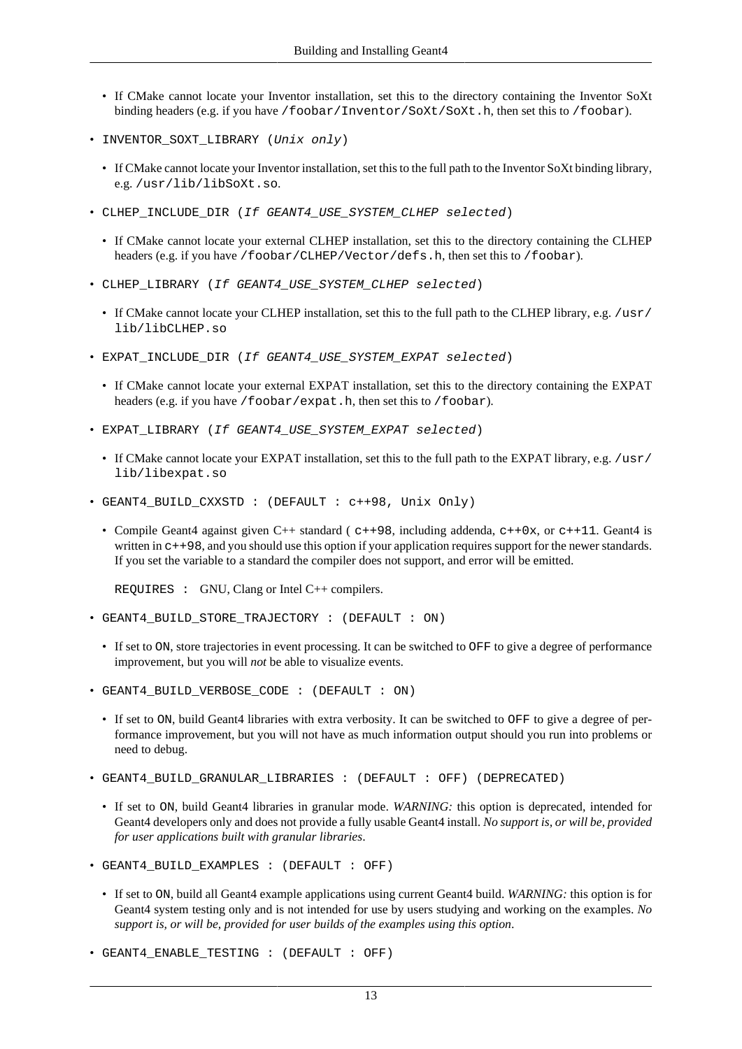- If CMake cannot locate your Inventor installation, set this to the directory containing the Inventor SoXt binding headers (e.g. if you have `/foobar/Inventor/SoXt/SoXt.h`, then set this to `/foobar`).

- `INVENTOR_SOXT_LIBRARY (Unix only)`
  - If CMake cannot locate your Inventor installation, set this to the full path to the Inventor SoXt binding library, e.g. `/usr/lib/libSoXt.so`.

- `CLHEP_INCLUDE_DIR (If GEANT4_USE_SYSTEM_CLHEP selected)`
  - If CMake cannot locate your external CLHEP installation, set this to the directory containing the CLHEP headers (e.g. if you have `/foobar/CLHEP/Vector/defs.h`, then set this to `/foobar`).

- `CLHEP_LIBRARY (If GEANT4_USE_SYSTEM_CLHEP selected)`
  - If CMake cannot locate your CLHEP installation, set this to the full path to the CLHEP library, e.g. `/usr/lib/libCLHEP.so`

- `EXPAT_INCLUDE_DIR (If GEANT4_USE_SYSTEM_EXPAT selected)`
  - If CMake cannot locate your external EXPAT installation, set this to the directory containing the EXPAT headers (e.g. if you have `/foobar/expat.h`, then set this to `/foobar`).

- `EXPAT_LIBRARY (If GEANT4_USE_SYSTEM_EXPAT selected)`
  - If CMake cannot locate your EXPAT installation, set this to the full path to the EXPAT library, e.g. `/usr/lib/libexpat.so`

- `GEANT4_BUILD_CXXSTD : (DEFAULT : c++98, Unix Only)`
  - Compile Geant4 against given C++ standard ( `c++98`, including addenda, `c++0x`, or `c++11`. Geant4 is written in `c++98`, and you should use this option if your application requires support for the newer standards. If you set the variable to a standard the compiler does not support, and error will be emitted.

    `REQUIRES :` GNU, Clang or Intel C++ compilers.

- `GEANT4_BUILD_STORE_TRAJECTORY : (DEFAULT : ON)`
  - If set to `ON`, store trajectories in event processing. It can be switched to `OFF` to give a degree of performance improvement, but you will *not* be able to visualize events.

- `GEANT4_BUILD_VERBOSE_CODE : (DEFAULT : ON)`
  - If set to `ON`, build Geant4 libraries with extra verbosity. It can be switched to `OFF` to give a degree of performance improvement, but you will not have as much information output should you run into problems or need to debug.

- `GEANT4_BUILD_GRANULAR_LIBRARIES : (DEFAULT : OFF) (DEPRECATED)`
  - If set to `ON`, build Geant4 libraries in granular mode. *WARNING:* this option is deprecated, intended for Geant4 developers only and does not provide a fully usable Geant4 install. *No support is, or will be, provided for user applications built with granular libraries*.

- `GEANT4_BUILD_EXAMPLES : (DEFAULT : OFF)`
  - If set to `ON`, build all Geant4 example applications using current Geant4 build. *WARNING:* this option is for Geant4 system testing only and is not intended for use by users studying and working on the examples. *No support is, or will be, provided for user builds of the examples using this option*.

- `GEANT4_ENABLE_TESTING : (DEFAULT : OFF)`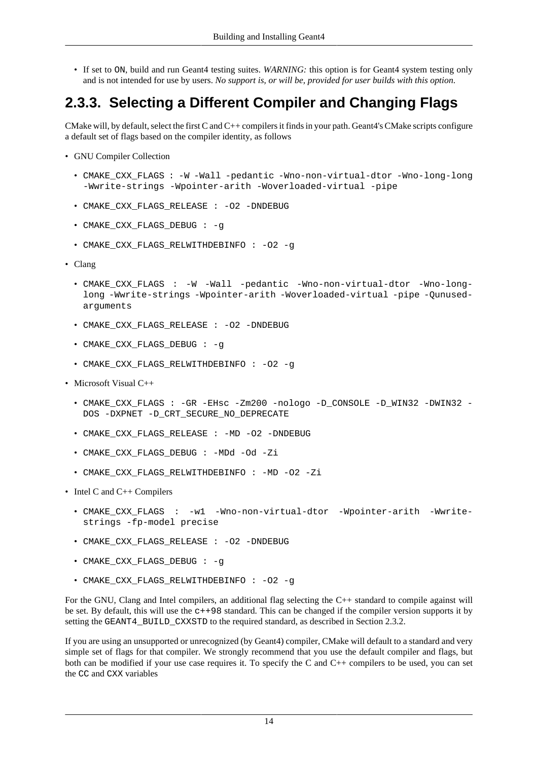- If set to `ON`, build and run Geant4 testing suites. *WARNING:* this option is for Geant4 system testing only and is not intended for use by users. *No support is, or will be, provided for user builds with this option.*

## 2.3.3. Selecting a Different Compiler and Changing Flags

CMake will, by default, select the first C and C++ compilers it finds in your path. Geant4's CMake scripts configure a default set of flags based on the compiler identity, as follows

- GNU Compiler Collection
  - `CMAKE_CXX_FLAGS : -W -Wall -pedantic -Wno-non-virtual-dtor -Wno-long-long -Wwrite-strings -Wpointer-arith -Woverloaded-virtual -pipe`
  - `CMAKE_CXX_FLAGS_RELEASE : -O2 -DNDEBUG`
  - `CMAKE_CXX_FLAGS_DEBUG : -g`
  - `CMAKE_CXX_FLAGS_RELWITHDEBINFO : -O2 -g`
- Clang
  - `CMAKE_CXX_FLAGS : -W -Wall -pedantic -Wno-non-virtual-dtor -Wno-long-long -Wwrite-strings -Wpointer-arith -Woverloaded-virtual -pipe -Qunused-arguments`
  - `CMAKE_CXX_FLAGS_RELEASE : -O2 -DNDEBUG`
  - `CMAKE_CXX_FLAGS_DEBUG : -g`
  - `CMAKE_CXX_FLAGS_RELWITHDEBINFO : -O2 -g`
- Microsoft Visual C++
  - `CMAKE_CXX_FLAGS : -GR -EHsc -Zm200 -nologo -D_CONSOLE -D_WIN32 -DWIN32 -DOS -DXPNET -D_CRT_SECURE_NO_DEPRECATE`
  - `CMAKE_CXX_FLAGS_RELEASE : -MD -O2 -DNDEBUG`
  - `CMAKE_CXX_FLAGS_DEBUG : -MDd -Od -Zi`
  - `CMAKE_CXX_FLAGS_RELWITHDEBINFO : -MD -O2 -Zi`
- Intel C and C++ Compilers
  - `CMAKE_CXX_FLAGS : -w1 -Wno-non-virtual-dtor -Wpointer-arith -Wwrite-strings -fp-model precise`
  - `CMAKE_CXX_FLAGS_RELEASE : -O2 -DNDEBUG`
  - `CMAKE_CXX_FLAGS_DEBUG : -g`
  - `CMAKE_CXX_FLAGS_RELWITHDEBINFO : -O2 -g`

For the GNU, Clang and Intel compilers, an additional flag selecting the C++ standard to compile against will be set. By default, this will use the `c++98` standard. This can be changed if the compiler version supports it by setting the `GEANT4_BUILD_CXXSTD` to the required standard, as described in Section 2.3.2.

If you are using an unsupported or unrecognized (by Geant4) compiler, CMake will default to a standard and very simple set of flags for that compiler. We strongly recommend that you use the default compiler and flags, but both can be modified if your use case requires it. To specify the C and C++ compilers to be used, you can set the `CC` and `CXX` variables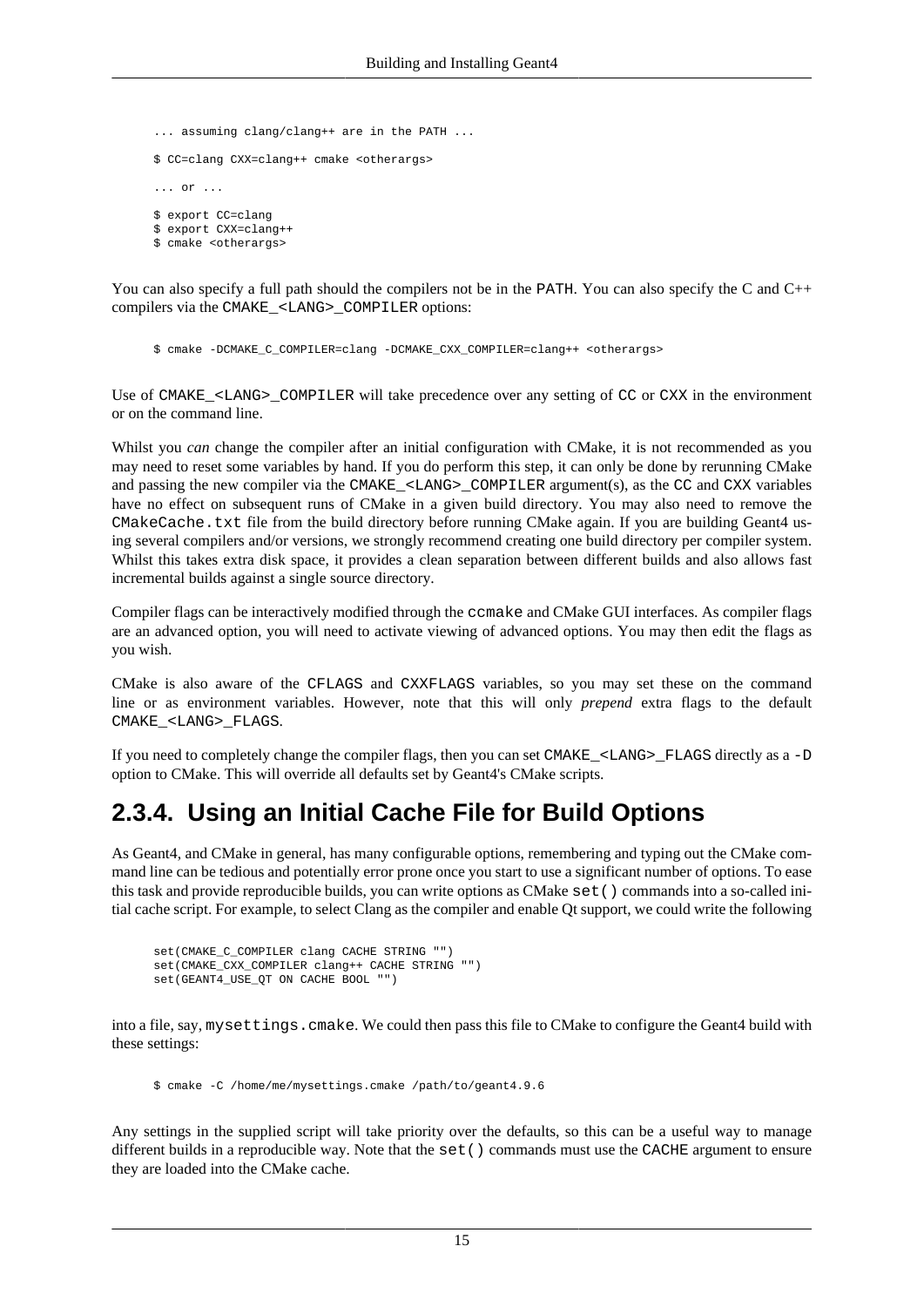```
... assuming clang/clang++ are in the PATH ...

$ CC=clang CXX=clang++ cmake <otherargs>

... or ...

$ export CC=clang
$ export CXX=clang++
$ cmake <otherargs>
```

You can also specify a full path should the compilers not be in the `PATH`. You can also specify the C and C++ compilers via the `CMAKE_<LANG>_COMPILER` options:

```
$ cmake -DCMAKE_C_COMPILER=clang -DCMAKE_CXX_COMPILER=clang++ <otherargs>
```

Use of `CMAKE_<LANG>_COMPILER` will take precedence over any setting of `CC` or `CXX` in the environment or on the command line.

Whilst you *can* change the compiler after an initial configuration with CMake, it is not recommended as you may need to reset some variables by hand. If you do perform this step, it can only be done by rerunning CMake and passing the new compiler via the `CMAKE_<LANG>_COMPILER` argument(s), as the `CC` and `CXX` variables have no effect on subsequent runs of CMake in a given build directory. You may also need to remove the `CMakeCache.txt` file from the build directory before running CMake again. If you are building Geant4 using several compilers and/or versions, we strongly recommend creating one build directory per compiler system. Whilst this takes extra disk space, it provides a clean separation between different builds and also allows fast incremental builds against a single source directory.

Compiler flags can be interactively modified through the `ccmake` and CMake GUI interfaces. As compiler flags are an advanced option, you will need to activate viewing of advanced options. You may then edit the flags as you wish.

CMake is also aware of the `CFLAGS` and `CXXFLAGS` variables, so you may set these on the command line or as environment variables. However, note that this will only *prepend* extra flags to the default `CMAKE_<LANG>_FLAGS`.

If you need to completely change the compiler flags, then you can set `CMAKE_<LANG>_FLAGS` directly as a `-D` option to CMake. This will override all defaults set by Geant4's CMake scripts.

## 2.3.4. Using an Initial Cache File for Build Options

As Geant4, and CMake in general, has many configurable options, remembering and typing out the CMake command line can be tedious and potentially error prone once you start to use a significant number of options. To ease this task and provide reproducible builds, you can write options as CMake `set()` commands into a so-called initial cache script. For example, to select Clang as the compiler and enable Qt support, we could write the following

```
set(CMAKE_C_COMPILER clang CACHE STRING "")
set(CMAKE_CXX_COMPILER clang++ CACHE STRING "")
set(GEANT4_USE_QT ON CACHE BOOL "")
```

into a file, say, `mysettings.cmake`. We could then pass this file to CMake to configure the Geant4 build with these settings:

```
$ cmake -C /home/me/mysettings.cmake /path/to/geant4.9.6
```

Any settings in the supplied script will take priority over the defaults, so this can be a useful way to manage different builds in a reproducible way. Note that the `set()` commands must use the `CACHE` argument to ensure they are loaded into the CMake cache.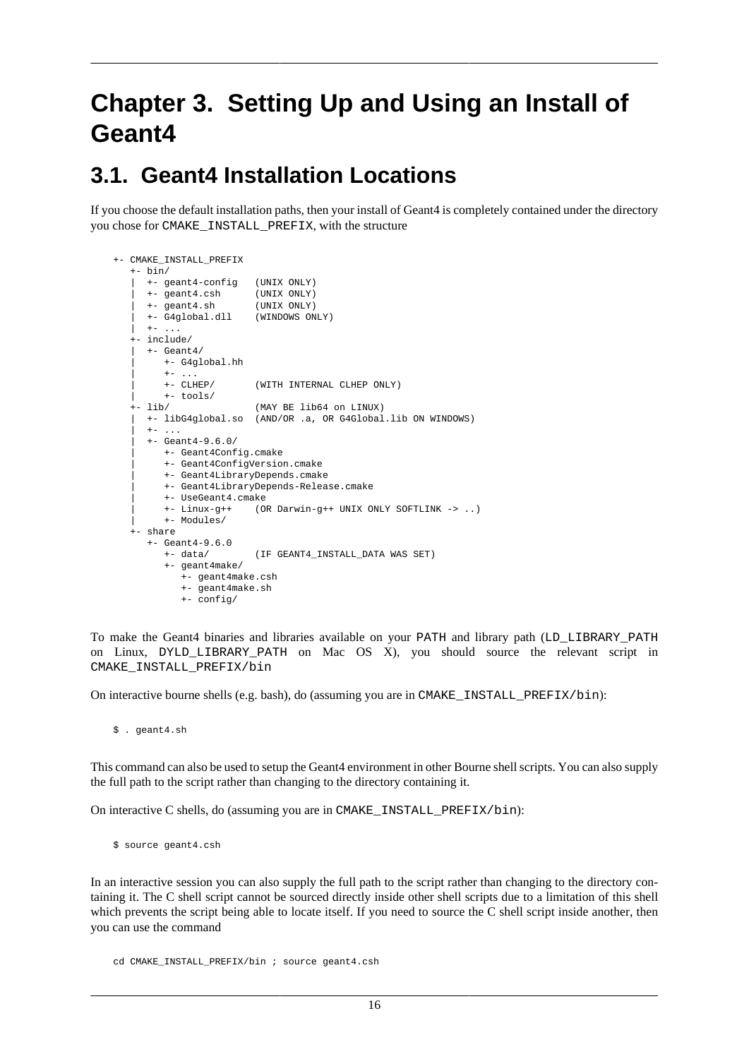# Chapter 3. Setting Up and Using an Install of Geant4

## 3.1. Geant4 Installation Locations

If you choose the default installation paths, then your install of Geant4 is completely contained under the directory you chose for CMAKE_INSTALL_PREFIX, with the structure

```
+- CMAKE_INSTALL_PREFIX
   +- bin/
   |  +- geant4-config   (UNIX ONLY)
   |  +- geant4.csh      (UNIX ONLY)
   |  +- geant4.sh       (UNIX ONLY)
   |  +- G4global.dll    (WINDOWS ONLY)
   |  +- ...
   +- include/
   |  +- Geant4/
   |     +- G4global.hh
   |     +- ...
   |     +- CLHEP/       (WITH INTERNAL CLHEP ONLY)
   |     +- tools/
   +- lib/               (MAY BE lib64 on LINUX)
   |  +- libG4global.so  (AND/OR .a, OR G4Global.lib ON WINDOWS)
   |  +- ...
   |  +- Geant4-9.6.0/
   |     +- Geant4Config.cmake
   |     +- Geant4ConfigVersion.cmake
   |     +- Geant4LibraryDepends.cmake
   |     +- Geant4LibraryDepends-Release.cmake
   |     +- UseGeant4.cmake
   |     +- Linux-g++    (OR Darwin-g++ UNIX ONLY SOFTLINK -> ..)
   |     +- Modules/
   +- share
      +- Geant4-9.6.0
         +- data/        (IF GEANT4_INSTALL_DATA WAS SET)
         +- geant4make/
            +- geant4make.csh
            +- geant4make.sh
            +- config/
```

To make the Geant4 binaries and libraries available on your PATH and library path (LD_LIBRARY_PATH on Linux, DYLD_LIBRARY_PATH on Mac OS X), you should source the relevant script in CMAKE_INSTALL_PREFIX/bin

On interactive bourne shells (e.g. bash), do (assuming you are in CMAKE_INSTALL_PREFIX/bin):

```
$ . geant4.sh
```

This command can also be used to setup the Geant4 environment in other Bourne shell scripts. You can also supply the full path to the script rather than changing to the directory containing it.

On interactive C shells, do (assuming you are in CMAKE_INSTALL_PREFIX/bin):

```
$ source geant4.csh
```

In an interactive session you can also supply the full path to the script rather than changing to the directory containing it. The C shell script cannot be sourced directly inside other shell scripts due to a limitation of this shell which prevents the script being able to locate itself. If you need to source the C shell script inside another, then you can use the command

```
cd CMAKE_INSTALL_PREFIX/bin ; source geant4.csh
```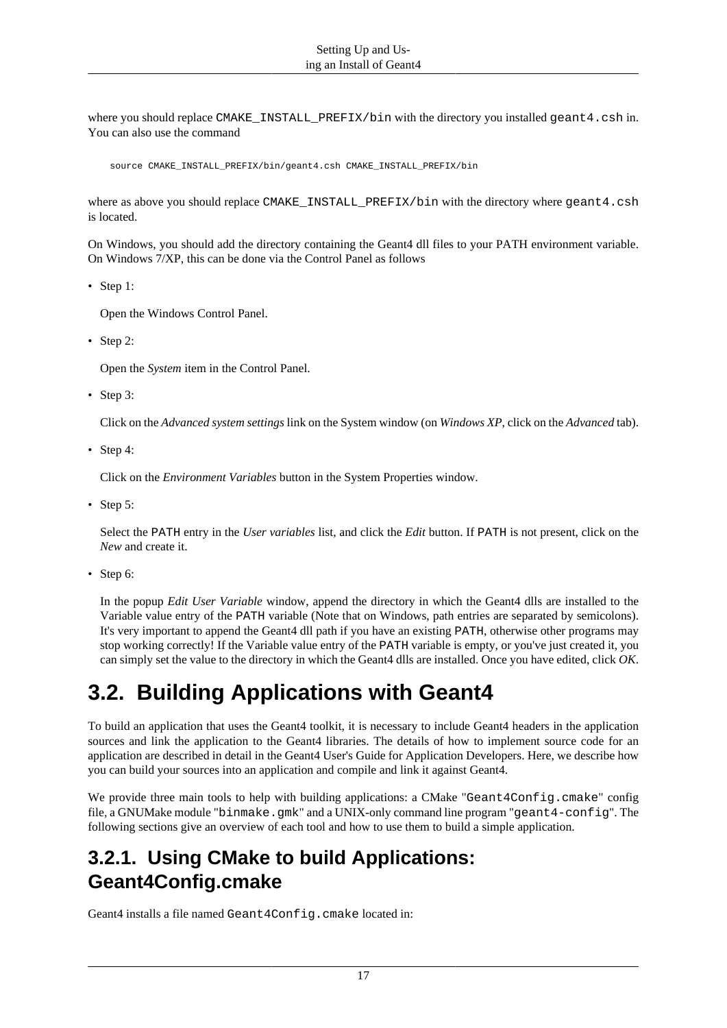where you should replace `CMAKE_INSTALL_PREFIX/bin` with the directory you installed `geant4.csh` in. You can also use the command

```
source CMAKE_INSTALL_PREFIX/bin/geant4.csh CMAKE_INSTALL_PREFIX/bin
```

where as above you should replace `CMAKE_INSTALL_PREFIX/bin` with the directory where `geant4.csh` is located.

On Windows, you should add the directory containing the Geant4 dll files to your PATH environment variable. On Windows 7/XP, this can be done via the Control Panel as follows

- Step 1:

  Open the Windows Control Panel.

- Step 2:

  Open the *System* item in the Control Panel.

- Step 3:

  Click on the *Advanced system settings* link on the System window (on *Windows XP*, click on the *Advanced* tab).

- Step 4:

  Click on the *Environment Variables* button in the System Properties window.

- Step 5:

  Select the `PATH` entry in the *User variables* list, and click the *Edit* button. If `PATH` is not present, click on the *New* and create it.

- Step 6:

  In the popup *Edit User Variable* window, append the directory in which the Geant4 dlls are installed to the Variable value entry of the `PATH` variable (Note that on Windows, path entries are separated by semicolons). It's very important to append the Geant4 dll path if you have an existing `PATH`, otherwise other programs may stop working correctly! If the Variable value entry of the `PATH` variable is empty, or you've just created it, you can simply set the value to the directory in which the Geant4 dlls are installed. Once you have edited, click *OK*.

# 3.2. Building Applications with Geant4

To build an application that uses the Geant4 toolkit, it is necessary to include Geant4 headers in the application sources and link the application to the Geant4 libraries. The details of how to implement source code for an application are described in detail in the Geant4 User's Guide for Application Developers. Here, we describe how you can build your sources into an application and compile and link it against Geant4.

We provide three main tools to help with building applications: a CMake "`Geant4Config.cmake`" config file, a GNUMake module "`binmake.gmk`" and a UNIX-only command line program "`geant4-config`". The following sections give an overview of each tool and how to use them to build a simple application.

## 3.2.1. Using CMake to build Applications: Geant4Config.cmake

Geant4 installs a file named `Geant4Config.cmake` located in: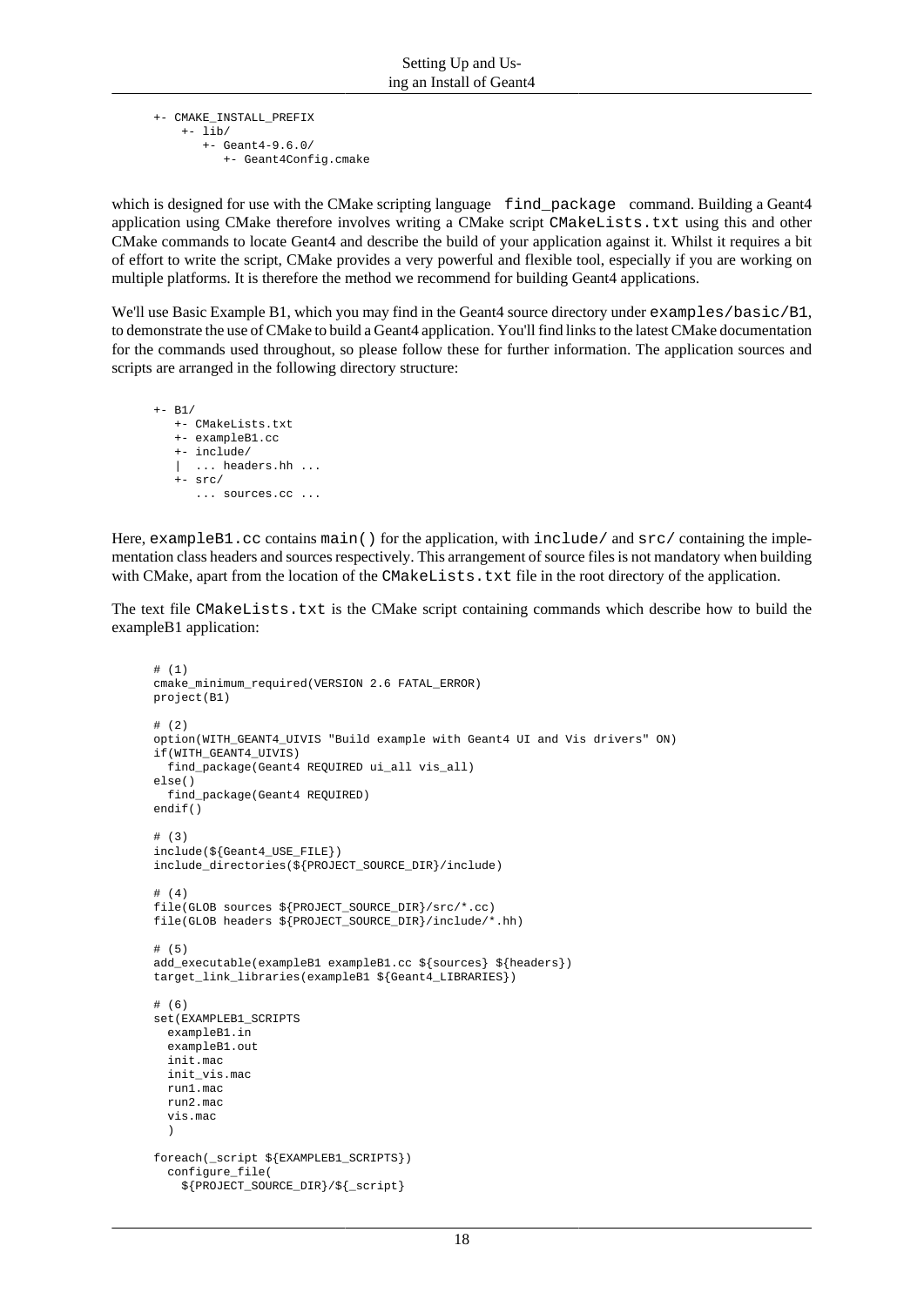```
+- CMAKE_INSTALL_PREFIX
    +- lib/
       +- Geant4-9.6.0/
          +- Geant4Config.cmake
```

which is designed for use with the CMake scripting language `find_package` command. Building a Geant4 application using CMake therefore involves writing a CMake script `CMakeLists.txt` using this and other CMake commands to locate Geant4 and describe the build of your application against it. Whilst it requires a bit of effort to write the script, CMake provides a very powerful and flexible tool, especially if you are working on multiple platforms. It is therefore the method we recommend for building Geant4 applications.

We'll use Basic Example B1, which you may find in the Geant4 source directory under `examples/basic/B1`, to demonstrate the use of CMake to build a Geant4 application. You'll find links to the latest CMake documentation for the commands used throughout, so please follow these for further information. The application sources and scripts are arranged in the following directory structure:

```
+- B1/
   +- CMakeLists.txt
   +- exampleB1.cc
   +- include/
   |  ... headers.hh ...
   +- src/
      ... sources.cc ...
```

Here, `exampleB1.cc` contains `main()` for the application, with `include/` and `src/` containing the implementation class headers and sources respectively. This arrangement of source files is not mandatory when building with CMake, apart from the location of the `CMakeLists.txt` file in the root directory of the application.

The text file `CMakeLists.txt` is the CMake script containing commands which describe how to build the exampleB1 application:

```
# (1)
cmake_minimum_required(VERSION 2.6 FATAL_ERROR)
project(B1)

# (2)
option(WITH_GEANT4_UIVIS "Build example with Geant4 UI and Vis drivers" ON)
if(WITH_GEANT4_UIVIS)
  find_package(Geant4 REQUIRED ui_all vis_all)
else()
  find_package(Geant4 REQUIRED)
endif()

# (3)
include(${Geant4_USE_FILE})
include_directories(${PROJECT_SOURCE_DIR}/include)

# (4)
file(GLOB sources ${PROJECT_SOURCE_DIR}/src/*.cc)
file(GLOB headers ${PROJECT_SOURCE_DIR}/include/*.hh)

# (5)
add_executable(exampleB1 exampleB1.cc ${sources} ${headers})
target_link_libraries(exampleB1 ${Geant4_LIBRARIES})

# (6)
set(EXAMPLEB1_SCRIPTS
  exampleB1.in
  exampleB1.out
  init.mac
  init_vis.mac
  run1.mac
  run2.mac
  vis.mac
  )

foreach(_script ${EXAMPLEB1_SCRIPTS})
  configure_file(
    ${PROJECT_SOURCE_DIR}/${_script}
```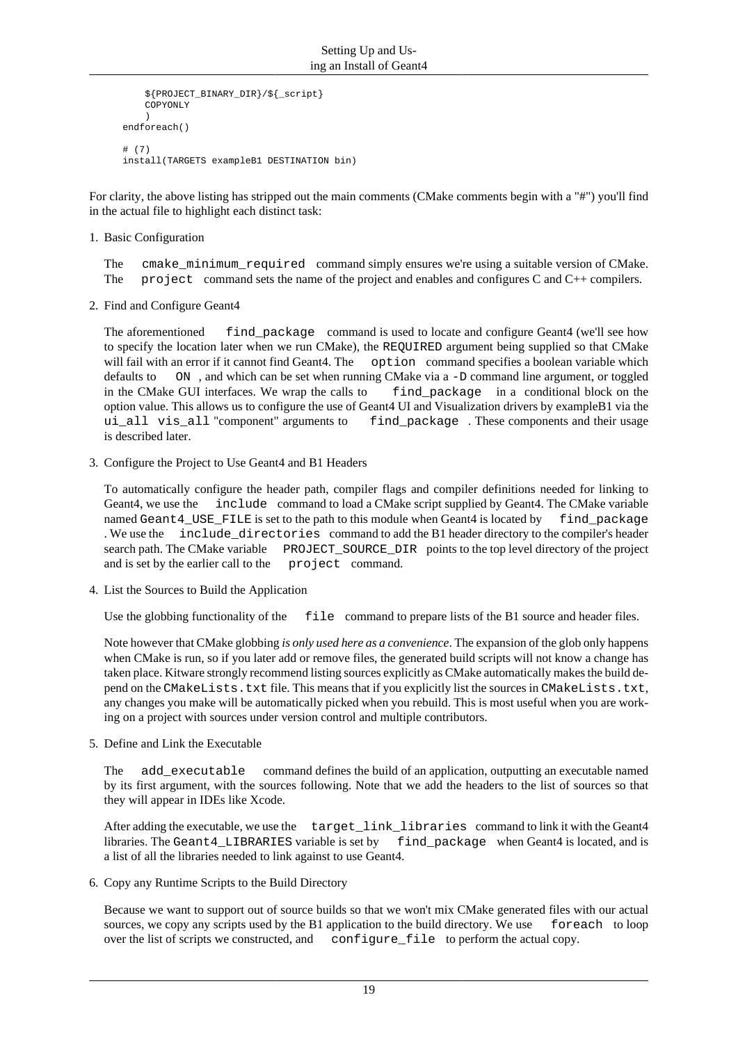```
    ${PROJECT_BINARY_DIR}/${_script}
    COPYONLY
    )
endforeach()

# (7)
install(TARGETS exampleB1 DESTINATION bin)
```

For clarity, the above listing has stripped out the main comments (CMake comments begin with a "#") you'll find in the actual file to highlight each distinct task:

1. Basic Configuration

   The `cmake_minimum_required` command simply ensures we're using a suitable version of CMake. The `project` command sets the name of the project and enables and configures C and C++ compilers.

2. Find and Configure Geant4

   The aforementioned `find_package` command is used to locate and configure Geant4 (we'll see how to specify the location later when we run CMake), the `REQUIRED` argument being supplied so that CMake will fail with an error if it cannot find Geant4. The `option` command specifies a boolean variable which defaults to `ON`, and which can be set when running CMake via a `-D` command line argument, or toggled in the CMake GUI interfaces. We wrap the calls to `find_package` in a conditional block on the option value. This allows us to configure the use of Geant4 UI and Visualization drivers by exampleB1 via the `ui_all vis_all` "component" arguments to `find_package`. These components and their usage is described later.

3. Configure the Project to Use Geant4 and B1 Headers

   To automatically configure the header path, compiler flags and compiler definitions needed for linking to Geant4, we use the `include` command to load a CMake script supplied by Geant4. The CMake variable named `Geant4_USE_FILE` is set to the path to this module when Geant4 is located by `find_package`. We use the `include_directories` command to add the B1 header directory to the compiler's header search path. The CMake variable `PROJECT_SOURCE_DIR` points to the top level directory of the project and is set by the earlier call to the `project` command.

4. List the Sources to Build the Application

   Use the globbing functionality of the `file` command to prepare lists of the B1 source and header files.

   Note however that CMake globbing *is only used here as a convenience*. The expansion of the glob only happens when CMake is run, so if you later add or remove files, the generated build scripts will not know a change has taken place. Kitware strongly recommend listing sources explicitly as CMake automatically makes the build depend on the `CMakeLists.txt` file. This means that if you explicitly list the sources in `CMakeLists.txt`, any changes you make will be automatically picked when you rebuild. This is most useful when you are working on a project with sources under version control and multiple contributors.

5. Define and Link the Executable

   The `add_executable` command defines the build of an application, outputting an executable named by its first argument, with the sources following. Note that we add the headers to the list of sources so that they will appear in IDEs like Xcode.

   After adding the executable, we use the `target_link_libraries` command to link it with the Geant4 libraries. The `Geant4_LIBRARIES` variable is set by `find_package` when Geant4 is located, and is a list of all the libraries needed to link against to use Geant4.

6. Copy any Runtime Scripts to the Build Directory

   Because we want to support out of source builds so that we won't mix CMake generated files with our actual sources, we copy any scripts used by the B1 application to the build directory. We use `foreach` to loop over the list of scripts we constructed, and `configure_file` to perform the actual copy.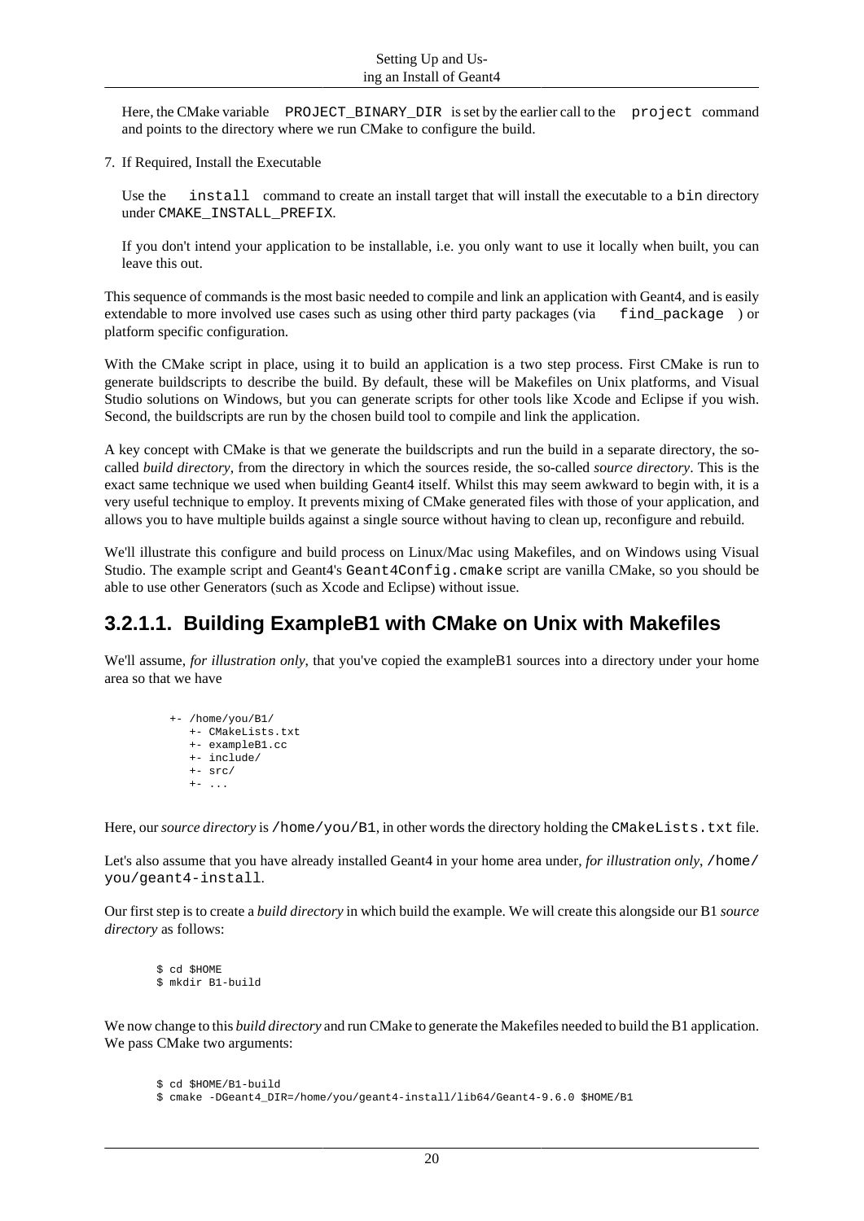Here, the CMake variable `PROJECT_BINARY_DIR` is set by the earlier call to the `project` command and points to the directory where we run CMake to configure the build.

7. If Required, Install the Executable

   Use the `install` command to create an install target that will install the executable to a `bin` directory under `CMAKE_INSTALL_PREFIX`.

   If you don't intend your application to be installable, i.e. you only want to use it locally when built, you can leave this out.

This sequence of commands is the most basic needed to compile and link an application with Geant4, and is easily extendable to more involved use cases such as using other third party packages (via `find_package`) or platform specific configuration.

With the CMake script in place, using it to build an application is a two step process. First CMake is run to generate buildscripts to describe the build. By default, these will be Makefiles on Unix platforms, and Visual Studio solutions on Windows, but you can generate scripts for other tools like Xcode and Eclipse if you wish. Second, the buildscripts are run by the chosen build tool to compile and link the application.

A key concept with CMake is that we generate the buildscripts and run the build in a separate directory, the so-called *build directory*, from the directory in which the sources reside, the so-called *source directory*. This is the exact same technique we used when building Geant4 itself. Whilst this may seem awkward to begin with, it is a very useful technique to employ. It prevents mixing of CMake generated files with those of your application, and allows you to have multiple builds against a single source without having to clean up, reconfigure and rebuild.

We'll illustrate this configure and build process on Linux/Mac using Makefiles, and on Windows using Visual Studio. The example script and Geant4's `Geant4Config.cmake` script are vanilla CMake, so you should be able to use other Generators (such as Xcode and Eclipse) without issue.

### 3.2.1.1. Building ExampleB1 with CMake on Unix with Makefiles

We'll assume, *for illustration only*, that you've copied the exampleB1 sources into a directory under your home area so that we have

```
+- /home/you/B1/
   +- CMakeLists.txt
   +- exampleB1.cc
   +- include/
   +- src/
   +- ...
```

Here, our *source directory* is `/home/you/B1`, in other words the directory holding the `CMakeLists.txt` file.

Let's also assume that you have already installed Geant4 in your home area under, *for illustration only*, `/home/you/geant4-install`.

Our first step is to create a *build directory* in which build the example. We will create this alongside our B1 *source directory* as follows:

```
$ cd $HOME
$ mkdir B1-build
```

We now change to this *build directory* and run CMake to generate the Makefiles needed to build the B1 application. We pass CMake two arguments:

```
$ cd $HOME/B1-build
$ cmake -DGeant4_DIR=/home/you/geant4-install/lib64/Geant4-9.6.0 $HOME/B1
```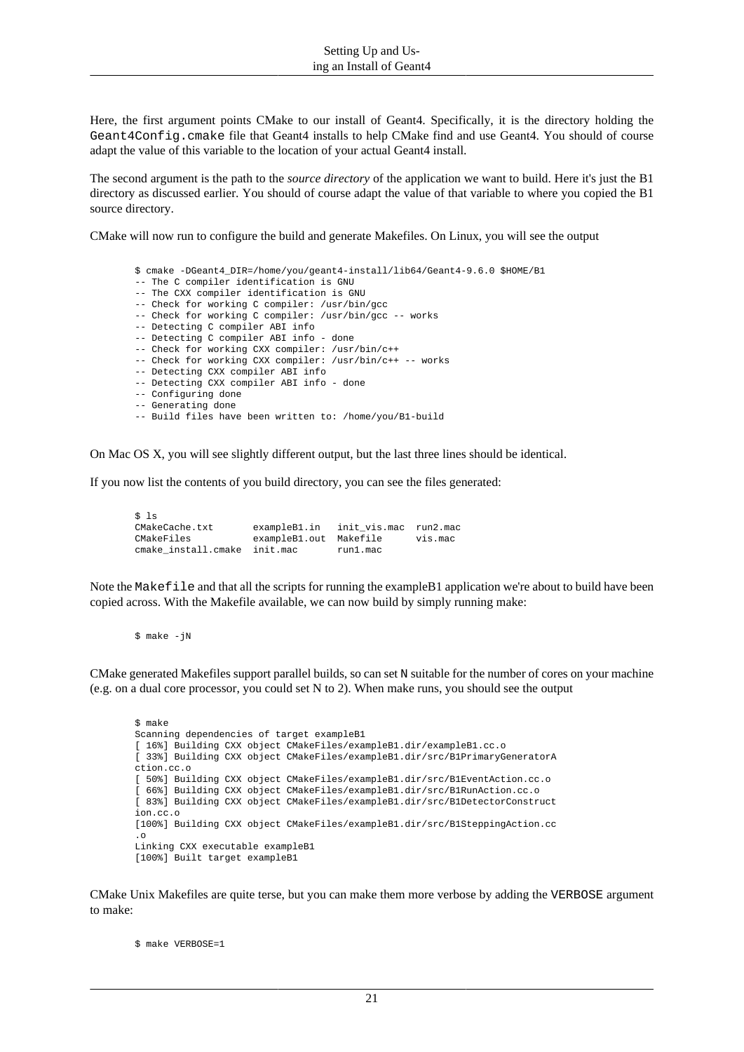Here, the first argument points CMake to our install of Geant4. Specifically, it is the directory holding the `Geant4Config.cmake` file that Geant4 installs to help CMake find and use Geant4. You should of course adapt the value of this variable to the location of your actual Geant4 install.

The second argument is the path to the *source directory* of the application we want to build. Here it's just the B1 directory as discussed earlier. You should of course adapt the value of that variable to where you copied the B1 source directory.

CMake will now run to configure the build and generate Makefiles. On Linux, you will see the output

```
$ cmake -DGeant4_DIR=/home/you/geant4-install/lib64/Geant4-9.6.0 $HOME/B1
-- The C compiler identification is GNU
-- The CXX compiler identification is GNU
-- Check for working C compiler: /usr/bin/gcc
-- Check for working C compiler: /usr/bin/gcc -- works
-- Detecting C compiler ABI info
-- Detecting C compiler ABI info - done
-- Check for working CXX compiler: /usr/bin/c++
-- Check for working CXX compiler: /usr/bin/c++ -- works
-- Detecting CXX compiler ABI info
-- Detecting CXX compiler ABI info - done
-- Configuring done
-- Generating done
-- Build files have been written to: /home/you/B1-build
```

On Mac OS X, you will see slightly different output, but the last three lines should be identical.

If you now list the contents of you build directory, you can see the files generated:

```
$ ls
CMakeCache.txt       exampleB1.in   init_vis.mac  run2.mac
CMakeFiles           exampleB1.out  Makefile      vis.mac
cmake_install.cmake  init.mac       run1.mac
```

Note the `Makefile` and that all the scripts for running the exampleB1 application we're about to build have been copied across. With the Makefile available, we can now build by simply running make:

```
$ make -jN
```

CMake generated Makefiles support parallel builds, so can set `N` suitable for the number of cores on your machine (e.g. on a dual core processor, you could set N to 2). When make runs, you should see the output

```
$ make
Scanning dependencies of target exampleB1
[ 16%] Building CXX object CMakeFiles/exampleB1.dir/exampleB1.cc.o
[ 33%] Building CXX object CMakeFiles/exampleB1.dir/src/B1PrimaryGeneratorA
ction.cc.o
[ 50%] Building CXX object CMakeFiles/exampleB1.dir/src/B1EventAction.cc.o
[ 66%] Building CXX object CMakeFiles/exampleB1.dir/src/B1RunAction.cc.o
[ 83%] Building CXX object CMakeFiles/exampleB1.dir/src/B1DetectorConstruct
ion.cc.o
[100%] Building CXX object CMakeFiles/exampleB1.dir/src/B1SteppingAction.cc
.o
Linking CXX executable exampleB1
[100%] Built target exampleB1
```

CMake Unix Makefiles are quite terse, but you can make them more verbose by adding the `VERBOSE` argument to make:

```
$ make VERBOSE=1
```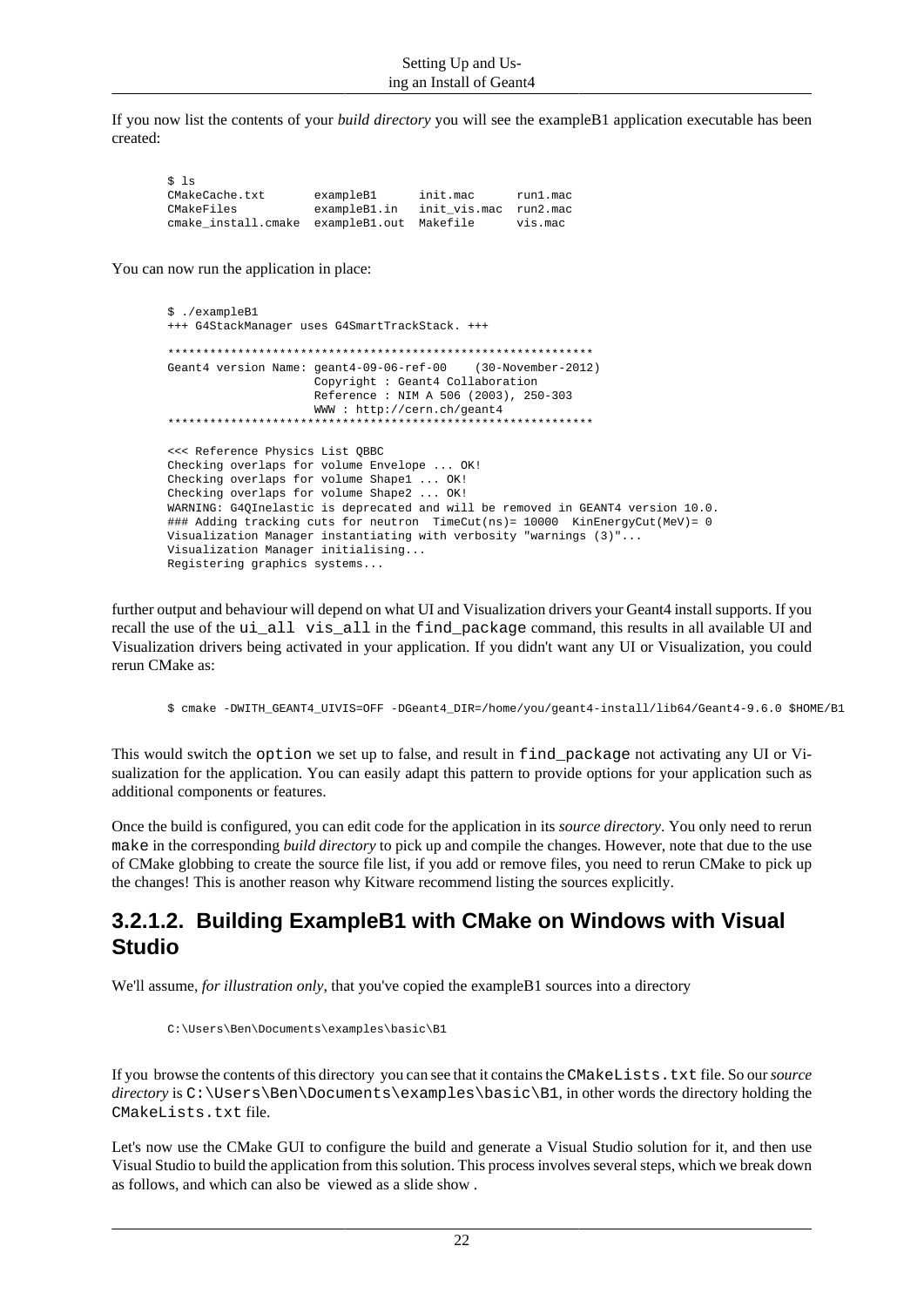If you now list the contents of your *build directory* you will see the exampleB1 application executable has been created:

```
$ ls
CMakeCache.txt       exampleB1      init.mac      run1.mac
CMakeFiles           exampleB1.in   init_vis.mac  run2.mac
cmake_install.cmake  exampleB1.out  Makefile      vis.mac
```

You can now run the application in place:

```
$ ./exampleB1
+++ G4StackManager uses G4SmartTrackStack. +++

*************************************************************
Geant4 version Name: geant4-09-06-ref-00    (30-November-2012)
                     Copyright : Geant4 Collaboration
                     Reference : NIM A 506 (2003), 250-303
                     WWW : http://cern.ch/geant4
*************************************************************

<<< Reference Physics List QBBC
Checking overlaps for volume Envelope ... OK!
Checking overlaps for volume Shape1 ... OK!
Checking overlaps for volume Shape2 ... OK!
WARNING: G4QInelastic is deprecated and will be removed in GEANT4 version 10.0.
### Adding tracking cuts for neutron  TimeCut(ns)= 10000  KinEnergyCut(MeV)= 0
Visualization Manager instantiating with verbosity "warnings (3)"...
Visualization Manager initialising...
Registering graphics systems...
```

further output and behaviour will depend on what UI and Visualization drivers your Geant4 install supports. If you recall the use of the `ui_all vis_all` in the `find_package` command, this results in all available UI and Visualization drivers being activated in your application. If you didn't want any UI or Visualization, you could rerun CMake as:

```
$ cmake -DWITH_GEANT4_UIVIS=OFF -DGeant4_DIR=/home/you/geant4-install/lib64/Geant4-9.6.0 $HOME/B1
```

This would switch the `option` we set up to false, and result in `find_package` not activating any UI or Visualization for the application. You can easily adapt this pattern to provide options for your application such as additional components or features.

Once the build is configured, you can edit code for the application in its *source directory*. You only need to rerun `make` in the corresponding *build directory* to pick up and compile the changes. However, note that due to the use of CMake globbing to create the source file list, if you add or remove files, you need to rerun CMake to pick up the changes! This is another reason why Kitware recommend listing the sources explicitly.

### 3.2.1.2. Building ExampleB1 with CMake on Windows with Visual Studio

We'll assume, *for illustration only*, that you've copied the exampleB1 sources into a directory

```
C:\Users\Ben\Documents\examples\basic\B1
```

If you browse the contents of this directory you can see that it contains the `CMakeLists.txt` file. So our *source directory* is `C:\Users\Ben\Documents\examples\basic\B1`, in other words the directory holding the `CMakeLists.txt` file.

Let's now use the CMake GUI to configure the build and generate a Visual Studio solution for it, and then use Visual Studio to build the application from this solution. This process involves several steps, which we break down as follows, and which can also be viewed as a slide show .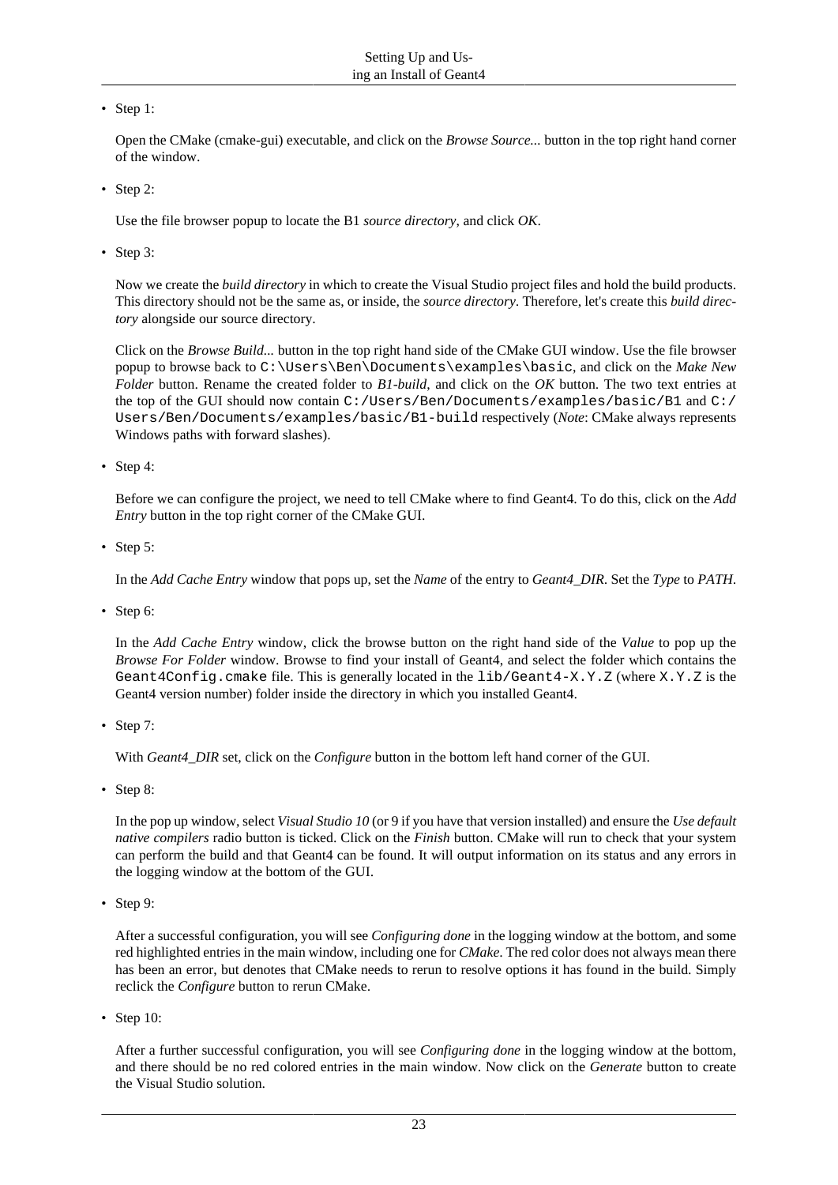- Step 1:

  Open the CMake (cmake-gui) executable, and click on the *Browse Source...* button in the top right hand corner of the window.

- Step 2:

  Use the file browser popup to locate the B1 *source directory*, and click *OK*.

- Step 3:

  Now we create the *build directory* in which to create the Visual Studio project files and hold the build products. This directory should not be the same as, or inside, the *source directory*. Therefore, let's create this *build directory* alongside our source directory.

  Click on the *Browse Build...* button in the top right hand side of the CMake GUI window. Use the file browser popup to browse back to `C:\Users\Ben\Documents\examples\basic`, and click on the *Make New Folder* button. Rename the created folder to *B1-build*, and click on the *OK* button. The two text entries at the top of the GUI should now contain `C:/Users/Ben/Documents/examples/basic/B1` and `C:/Users/Ben/Documents/examples/basic/B1-build` respectively (*Note*: CMake always represents Windows paths with forward slashes).

- Step 4:

  Before we can configure the project, we need to tell CMake where to find Geant4. To do this, click on the *Add Entry* button in the top right corner of the CMake GUI.

- Step 5:

  In the *Add Cache Entry* window that pops up, set the *Name* of the entry to *Geant4_DIR*. Set the *Type* to *PATH*.

- Step 6:

  In the *Add Cache Entry* window, click the browse button on the right hand side of the *Value* to pop up the *Browse For Folder* window. Browse to find your install of Geant4, and select the folder which contains the `Geant4Config.cmake` file. This is generally located in the `lib/Geant4-X.Y.Z` (where `X.Y.Z` is the Geant4 version number) folder inside the directory in which you installed Geant4.

- Step 7:

  With *Geant4_DIR* set, click on the *Configure* button in the bottom left hand corner of the GUI.

- Step 8:

  In the pop up window, select *Visual Studio 10* (or 9 if you have that version installed) and ensure the *Use default native compilers* radio button is ticked. Click on the *Finish* button. CMake will run to check that your system can perform the build and that Geant4 can be found. It will output information on its status and any errors in the logging window at the bottom of the GUI.

- Step 9:

  After a successful configuration, you will see *Configuring done* in the logging window at the bottom, and some red highlighted entries in the main window, including one for *CMake*. The red color does not always mean there has been an error, but denotes that CMake needs to rerun to resolve options it has found in the build. Simply reclick the *Configure* button to rerun CMake.

- Step 10:

  After a further successful configuration, you will see *Configuring done* in the logging window at the bottom, and there should be no red colored entries in the main window. Now click on the *Generate* button to create the Visual Studio solution.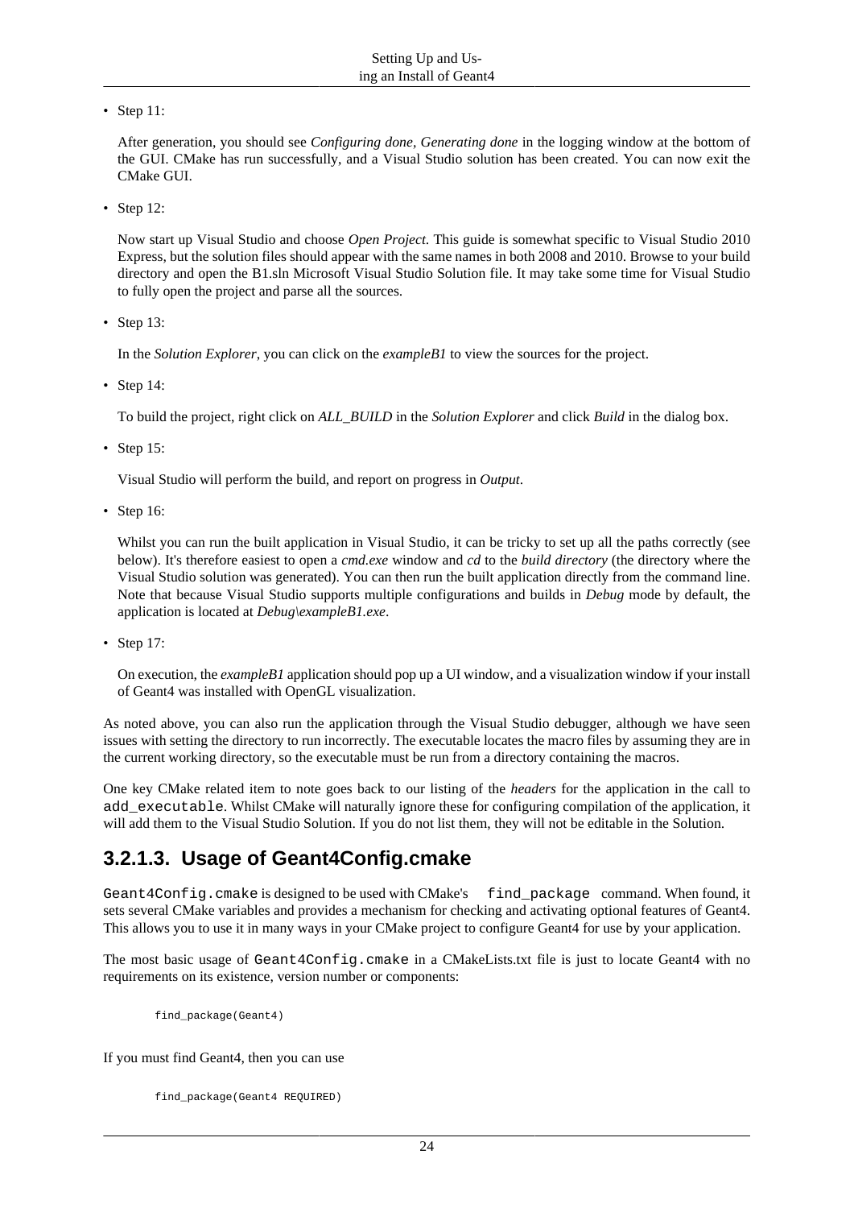- Step 11:

  After generation, you should see *Configuring done, Generating done* in the logging window at the bottom of the GUI. CMake has run successfully, and a Visual Studio solution has been created. You can now exit the CMake GUI.

- Step 12:

  Now start up Visual Studio and choose *Open Project*. This guide is somewhat specific to Visual Studio 2010 Express, but the solution files should appear with the same names in both 2008 and 2010. Browse to your build directory and open the B1.sln Microsoft Visual Studio Solution file. It may take some time for Visual Studio to fully open the project and parse all the sources.

- Step 13:

  In the *Solution Explorer*, you can click on the *exampleB1* to view the sources for the project.

- Step 14:

  To build the project, right click on *ALL_BUILD* in the *Solution Explorer* and click *Build* in the dialog box.

- Step 15:

  Visual Studio will perform the build, and report on progress in *Output*.

- Step 16:

  Whilst you can run the built application in Visual Studio, it can be tricky to set up all the paths correctly (see below). It's therefore easiest to open a *cmd.exe* window and *cd* to the *build directory* (the directory where the Visual Studio solution was generated). You can then run the built application directly from the command line. Note that because Visual Studio supports multiple configurations and builds in *Debug* mode by default, the application is located at *Debug\exampleB1.exe*.

- Step 17:

  On execution, the *exampleB1* application should pop up a UI window, and a visualization window if your install of Geant4 was installed with OpenGL visualization.

As noted above, you can also run the application through the Visual Studio debugger, although we have seen issues with setting the directory to run incorrectly. The executable locates the macro files by assuming they are in the current working directory, so the executable must be run from a directory containing the macros.

One key CMake related item to note goes back to our listing of the *headers* for the application in the call to `add_executable`. Whilst CMake will naturally ignore these for configuring compilation of the application, it will add them to the Visual Studio Solution. If you do not list them, they will not be editable in the Solution.

### 3.2.1.3. Usage of Geant4Config.cmake

`Geant4Config.cmake` is designed to be used with CMake's `find_package` command. When found, it sets several CMake variables and provides a mechanism for checking and activating optional features of Geant4. This allows you to use it in many ways in your CMake project to configure Geant4 for use by your application.

The most basic usage of `Geant4Config.cmake` in a CMakeLists.txt file is just to locate Geant4 with no requirements on its existence, version number or components:

```
find_package(Geant4)
```

If you must find Geant4, then you can use

```
find_package(Geant4 REQUIRED)
```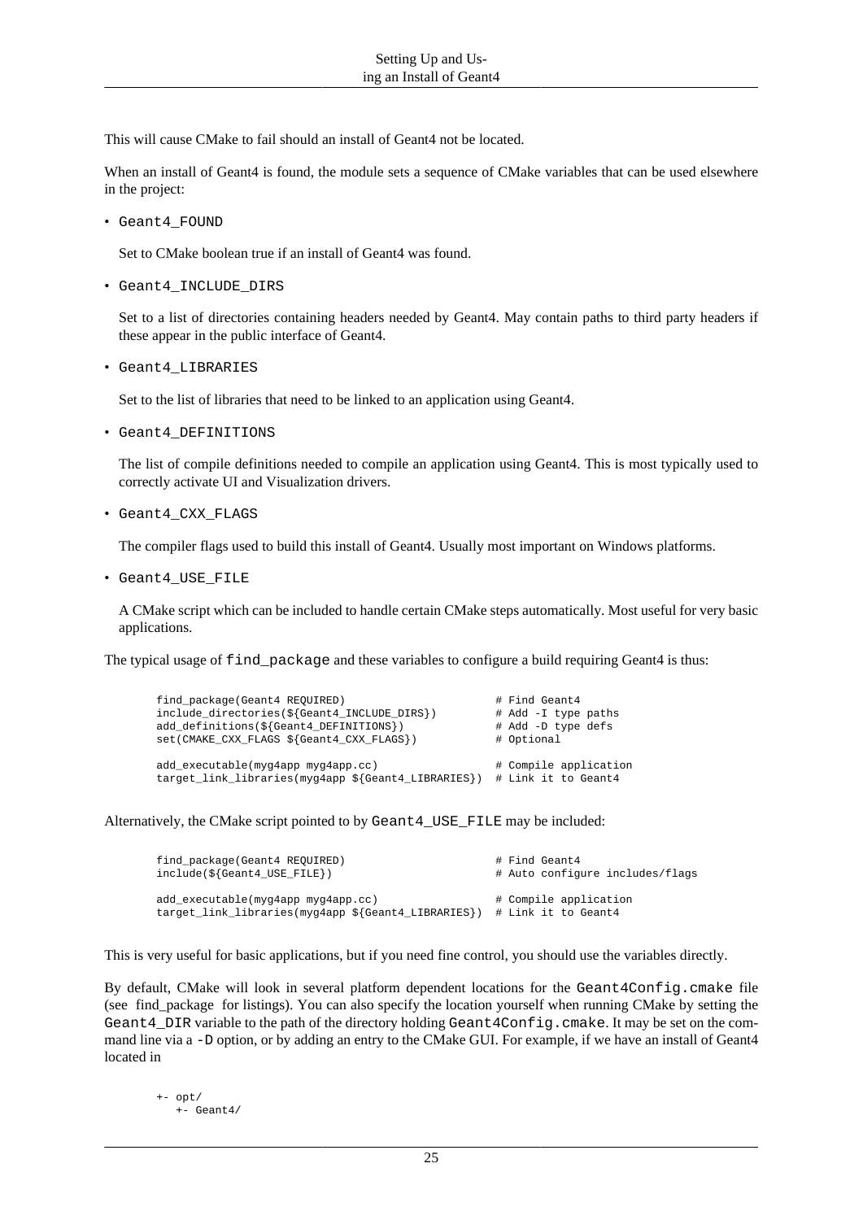This will cause CMake to fail should an install of Geant4 not be located.

When an install of Geant4 is found, the module sets a sequence of CMake variables that can be used elsewhere in the project:

- `Geant4_FOUND`

  Set to CMake boolean true if an install of Geant4 was found.

- `Geant4_INCLUDE_DIRS`

  Set to a list of directories containing headers needed by Geant4. May contain paths to third party headers if these appear in the public interface of Geant4.

- `Geant4_LIBRARIES`

  Set to the list of libraries that need to be linked to an application using Geant4.

- `Geant4_DEFINITIONS`

  The list of compile definitions needed to compile an application using Geant4. This is most typically used to correctly activate UI and Visualization drivers.

- `Geant4_CXX_FLAGS`

  The compiler flags used to build this install of Geant4. Usually most important on Windows platforms.

- `Geant4_USE_FILE`

  A CMake script which can be included to handle certain CMake steps automatically. Most useful for very basic applications.

The typical usage of `find_package` and these variables to configure a build requiring Geant4 is thus:

```
find_package(Geant4 REQUIRED)                          # Find Geant4
include_directories(${Geant4_INCLUDE_DIRS})            # Add -I type paths
add_definitions(${Geant4_DEFINITIONS})                 # Add -D type defs
set(CMAKE_CXX_FLAGS ${Geant4_CXX_FLAGS})               # Optional

add_executable(myg4app myg4app.cc)                     # Compile application
target_link_libraries(myg4app ${Geant4_LIBRARIES})  # Link it to Geant4
```

Alternatively, the CMake script pointed to by `Geant4_USE_FILE` may be included:

```
find_package(Geant4 REQUIRED)                          # Find Geant4
include(${Geant4_USE_FILE})                            # Auto configure includes/flags

add_executable(myg4app myg4app.cc)                     # Compile application
target_link_libraries(myg4app ${Geant4_LIBRARIES})  # Link it to Geant4
```

This is very useful for basic applications, but if you need fine control, you should use the variables directly.

By default, CMake will look in several platform dependent locations for the `Geant4Config.cmake` file (see find_package for listings). You can also specify the location yourself when running CMake by setting the `Geant4_DIR` variable to the path of the directory holding `Geant4Config.cmake`. It may be set on the command line via a `-D` option, or by adding an entry to the CMake GUI. For example, if we have an install of Geant4 located in

```
+- opt/
   +- Geant4/
```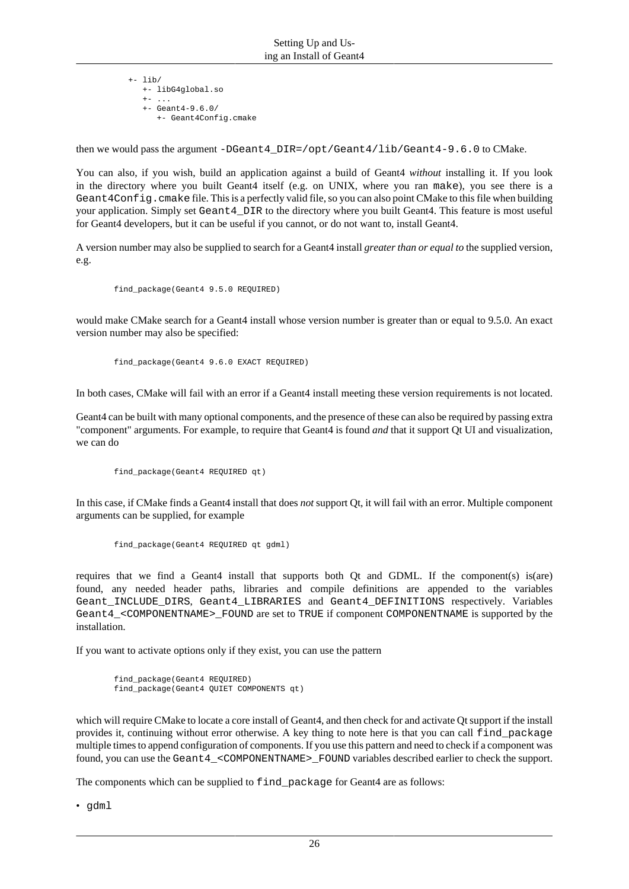```
+- lib/
   +- libG4global.so
   +- ...
   +- Geant4-9.6.0/
      +- Geant4Config.cmake
```

then we would pass the argument `-DGeant4_DIR=/opt/Geant4/lib/Geant4-9.6.0` to CMake.

You can also, if you wish, build an application against a build of Geant4 *without* installing it. If you look in the directory where you built Geant4 itself (e.g. on UNIX, where you ran `make`), you see there is a `Geant4Config.cmake` file. This is a perfectly valid file, so you can also point CMake to this file when building your application. Simply set `Geant4_DIR` to the directory where you built Geant4. This feature is most useful for Geant4 developers, but it can be useful if you cannot, or do not want to, install Geant4.

A version number may also be supplied to search for a Geant4 install *greater than or equal to* the supplied version, e.g.

```
find_package(Geant4 9.5.0 REQUIRED)
```

would make CMake search for a Geant4 install whose version number is greater than or equal to 9.5.0. An exact version number may also be specified:

```
find_package(Geant4 9.6.0 EXACT REQUIRED)
```

In both cases, CMake will fail with an error if a Geant4 install meeting these version requirements is not located.

Geant4 can be built with many optional components, and the presence of these can also be required by passing extra "component" arguments. For example, to require that Geant4 is found *and* that it support Qt UI and visualization, we can do

```
find_package(Geant4 REQUIRED qt)
```

In this case, if CMake finds a Geant4 install that does *not* support Qt, it will fail with an error. Multiple component arguments can be supplied, for example

```
find_package(Geant4 REQUIRED qt gdml)
```

requires that we find a Geant4 install that supports both Qt and GDML. If the component(s) is(are) found, any needed header paths, libraries and compile definitions are appended to the variables `Geant_INCLUDE_DIRS`, `Geant4_LIBRARIES` and `Geant4_DEFINITIONS` respectively. Variables `Geant4_<COMPONENTNAME>_FOUND` are set to `TRUE` if component `COMPONENTNAME` is supported by the installation.

If you want to activate options only if they exist, you can use the pattern

```
find_package(Geant4 REQUIRED)
find_package(Geant4 QUIET COMPONENTS qt)
```

which will require CMake to locate a core install of Geant4, and then check for and activate Qt support if the install provides it, continuing without error otherwise. A key thing to note here is that you can call `find_package` multiple times to append configuration of components. If you use this pattern and need to check if a component was found, you can use the `Geant4_<COMPONENTNAME>_FOUND` variables described earlier to check the support.

The components which can be supplied to `find_package` for Geant4 are as follows:

- `gdml`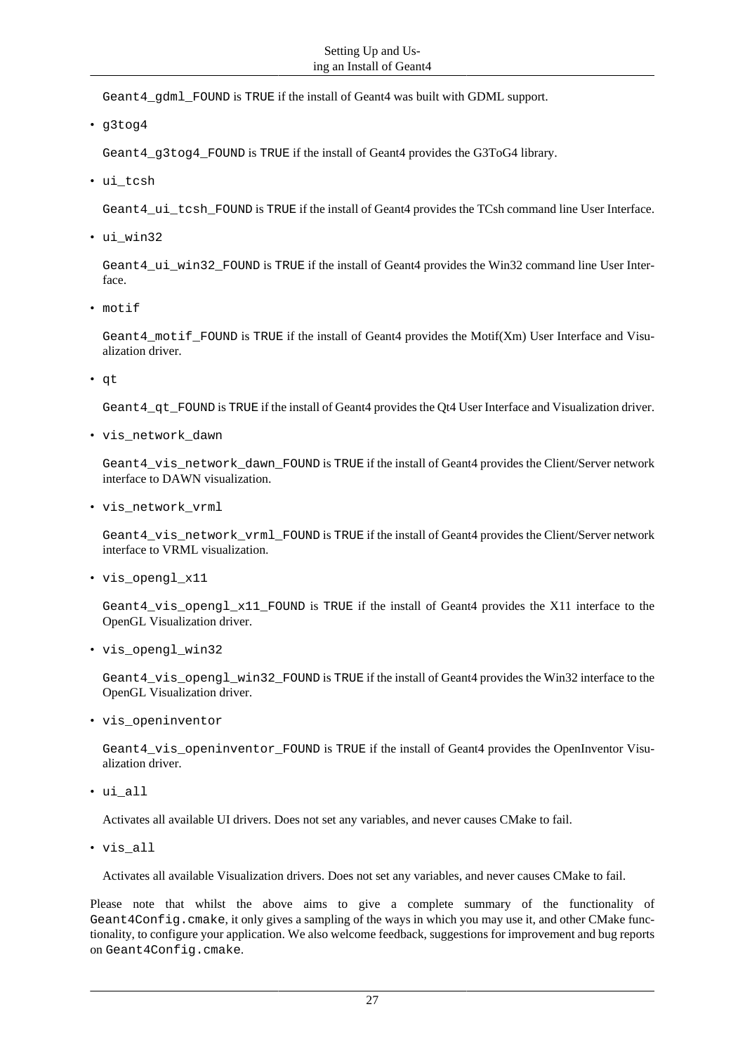`Geant4_gdml_FOUND` is `TRUE` if the install of Geant4 was built with GDML support.

- `g3tog4`

  `Geant4_g3tog4_FOUND` is `TRUE` if the install of Geant4 provides the G3ToG4 library.

- `ui_tcsh`

  `Geant4_ui_tcsh_FOUND` is `TRUE` if the install of Geant4 provides the TCsh command line User Interface.

- `ui_win32`

  `Geant4_ui_win32_FOUND` is `TRUE` if the install of Geant4 provides the Win32 command line User Interface.

- `motif`

  `Geant4_motif_FOUND` is `TRUE` if the install of Geant4 provides the Motif(Xm) User Interface and Visualization driver.

- `qt`

  `Geant4_qt_FOUND` is `TRUE` if the install of Geant4 provides the Qt4 User Interface and Visualization driver.

- `vis_network_dawn`

  `Geant4_vis_network_dawn_FOUND` is `TRUE` if the install of Geant4 provides the Client/Server network interface to DAWN visualization.

- `vis_network_vrml`

  `Geant4_vis_network_vrml_FOUND` is `TRUE` if the install of Geant4 provides the Client/Server network interface to VRML visualization.

- `vis_opengl_x11`

  `Geant4_vis_opengl_x11_FOUND` is `TRUE` if the install of Geant4 provides the X11 interface to the OpenGL Visualization driver.

- `vis_opengl_win32`

  `Geant4_vis_opengl_win32_FOUND` is `TRUE` if the install of Geant4 provides the Win32 interface to the OpenGL Visualization driver.

- `vis_openinventor`

  `Geant4_vis_openinventor_FOUND` is `TRUE` if the install of Geant4 provides the OpenInventor Visualization driver.

- `ui_all`

  Activates all available UI drivers. Does not set any variables, and never causes CMake to fail.

- `vis_all`

  Activates all available Visualization drivers. Does not set any variables, and never causes CMake to fail.

Please note that whilst the above aims to give a complete summary of the functionality of `Geant4Config.cmake`, it only gives a sampling of the ways in which you may use it, and other CMake functionality, to configure your application. We also welcome feedback, suggestions for improvement and bug reports on `Geant4Config.cmake`.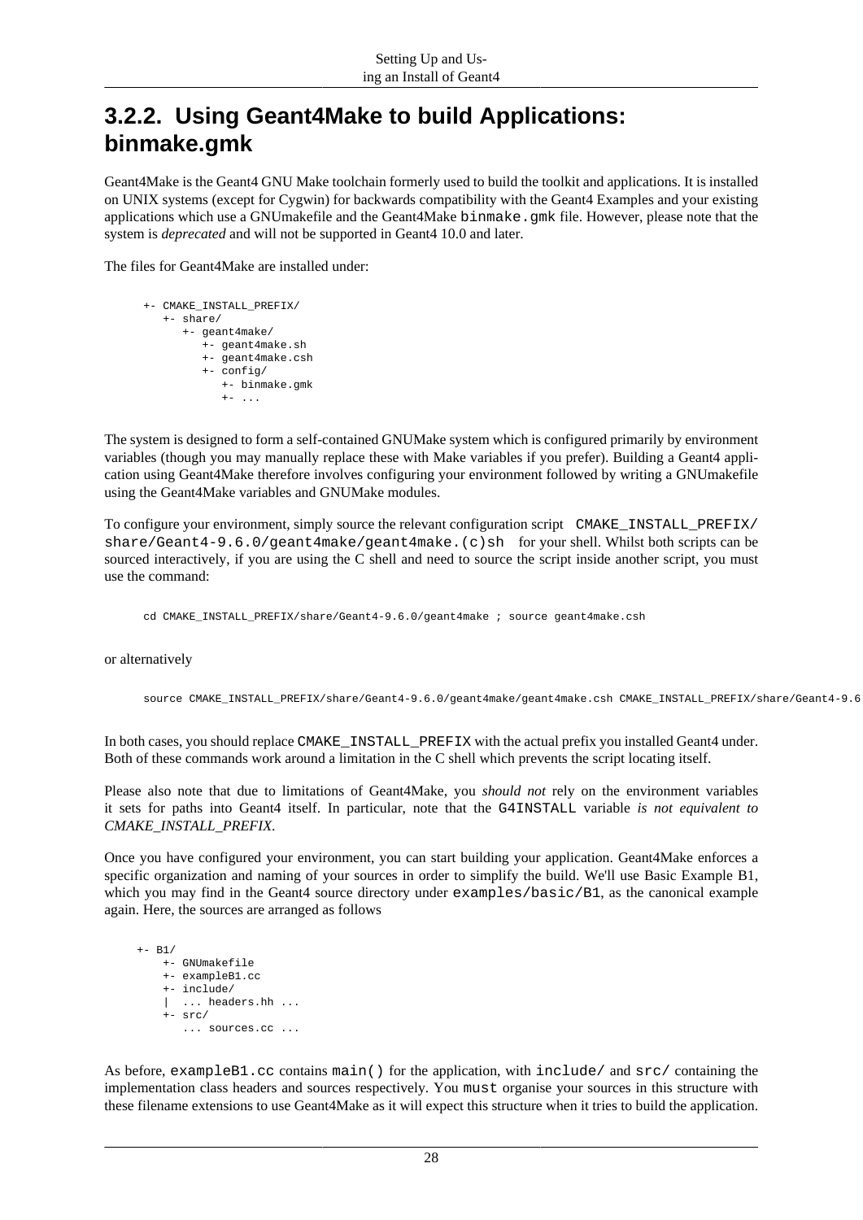## 3.2.2. Using Geant4Make to build Applications: binmake.gmk

Geant4Make is the Geant4 GNU Make toolchain formerly used to build the toolkit and applications. It is installed on UNIX systems (except for Cygwin) for backwards compatibility with the Geant4 Examples and your existing applications which use a GNUmakefile and the Geant4Make `binmake.gmk` file. However, please note that the system is *deprecated* and will not be supported in Geant4 10.0 and later.

The files for Geant4Make are installed under:

```
+- CMAKE_INSTALL_PREFIX/
   +- share/
      +- geant4make/
         +- geant4make.sh
         +- geant4make.csh
         +- config/
            +- binmake.gmk
            +- ...
```

The system is designed to form a self-contained GNUMake system which is configured primarily by environment variables (though you may manually replace these with Make variables if you prefer). Building a Geant4 application using Geant4Make therefore involves configuring your environment followed by writing a GNUmakefile using the Geant4Make variables and GNUMake modules.

To configure your environment, simply source the relevant configuration script `CMAKE_INSTALL_PREFIX/share/Geant4-9.6.0/geant4make/geant4make.(c)sh` for your shell. Whilst both scripts can be sourced interactively, if you are using the C shell and need to source the script inside another script, you must use the command:

```
cd CMAKE_INSTALL_PREFIX/share/Geant4-9.6.0/geant4make ; source geant4make.csh
```

or alternatively

```
source CMAKE_INSTALL_PREFIX/share/Geant4-9.6.0/geant4make/geant4make.csh CMAKE_INSTALL_PREFIX/share/Geant4-9.6
```

In both cases, you should replace `CMAKE_INSTALL_PREFIX` with the actual prefix you installed Geant4 under. Both of these commands work around a limitation in the C shell which prevents the script locating itself.

Please also note that due to limitations of Geant4Make, you *should not* rely on the environment variables it sets for paths into Geant4 itself. In particular, note that the `G4INSTALL` variable *is not equivalent to CMAKE_INSTALL_PREFIX*.

Once you have configured your environment, you can start building your application. Geant4Make enforces a specific organization and naming of your sources in order to simplify the build. We'll use Basic Example B1, which you may find in the Geant4 source directory under `examples/basic/B1`, as the canonical example again. Here, the sources are arranged as follows

```
+- B1/
   +- GNUmakefile
   +- exampleB1.cc
   +- include/
   |  ... headers.hh ...
   +- src/
      ... sources.cc ...
```

As before, `exampleB1.cc` contains `main()` for the application, with `include/` and `src/` containing the implementation class headers and sources respectively. You `must` organise your sources in this structure with these filename extensions to use Geant4Make as it will expect this structure when it tries to build the application.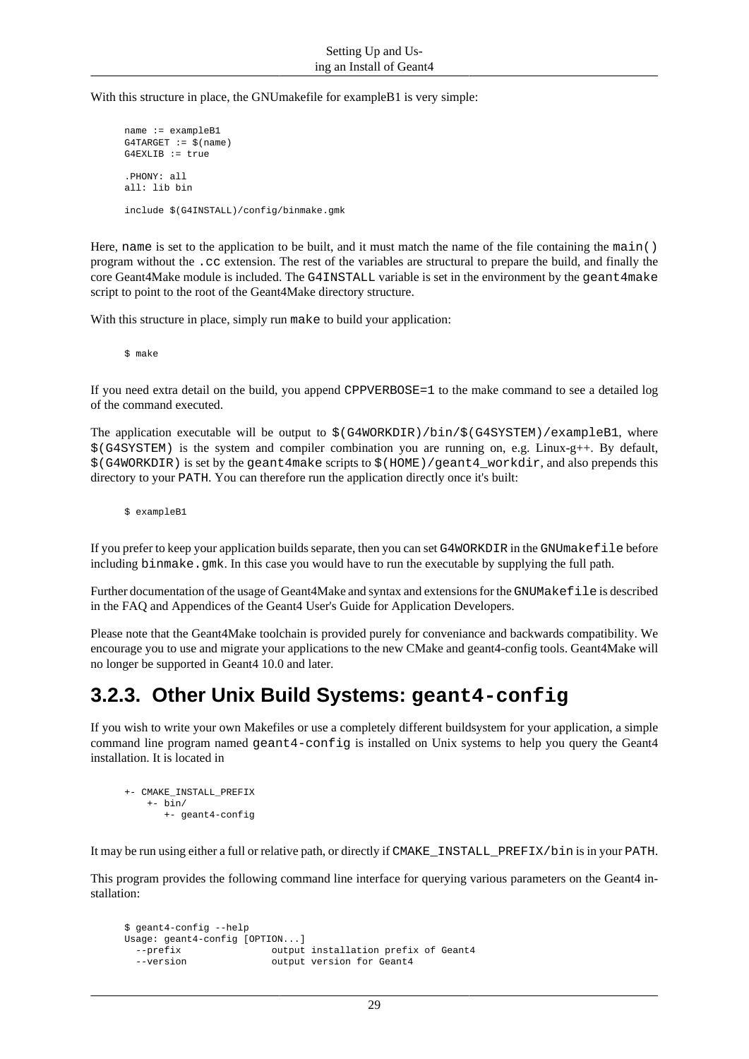With this structure in place, the GNUmakefile for exampleB1 is very simple:

```
name := exampleB1
G4TARGET := $(name)
G4EXLIB := true

.PHONY: all
all: lib bin

include $(G4INSTALL)/config/binmake.gmk
```

Here, `name` is set to the application to be built, and it must match the name of the file containing the `main()` program without the `.cc` extension. The rest of the variables are structural to prepare the build, and finally the core Geant4Make module is included. The `G4INSTALL` variable is set in the environment by the `geant4make` script to point to the root of the Geant4Make directory structure.

With this structure in place, simply run `make` to build your application:

```
$ make
```

If you need extra detail on the build, you append `CPPVERBOSE=1` to the make command to see a detailed log of the command executed.

The application executable will be output to `$(G4WORKDIR)/bin/$(G4SYSTEM)/exampleB1`, where `$(G4SYSTEM)` is the system and compiler combination you are running on, e.g. Linux-g++. By default, `$(G4WORKDIR)` is set by the `geant4make` scripts to `$(HOME)/geant4_workdir`, and also prepends this directory to your `PATH`. You can therefore run the application directly once it's built:

```
$ exampleB1
```

If you prefer to keep your application builds separate, then you can set `G4WORKDIR` in the `GNUmakefile` before including `binmake.gmk`. In this case you would have to run the executable by supplying the full path.

Further documentation of the usage of Geant4Make and syntax and extensions for the `GNUMakefile` is described in the FAQ and Appendices of the Geant4 User's Guide for Application Developers.

Please note that the Geant4Make toolchain is provided purely for conveniance and backwards compatibility. We encourage you to use and migrate your applications to the new CMake and geant4-config tools. Geant4Make will no longer be supported in Geant4 10.0 and later.

## 3.2.3. Other Unix Build Systems: `geant4-config`

If you wish to write your own Makefiles or use a completely different buildsystem for your application, a simple command line program named `geant4-config` is installed on Unix systems to help you query the Geant4 installation. It is located in

```
+- CMAKE_INSTALL_PREFIX
    +- bin/
       +- geant4-config
```

It may be run using either a full or relative path, or directly if `CMAKE_INSTALL_PREFIX/bin` is in your `PATH`.

This program provides the following command line interface for querying various parameters on the Geant4 installation:

```
$ geant4-config --help
Usage: geant4-config [OPTION...]
  --prefix                output installation prefix of Geant4
  --version               output version for Geant4
```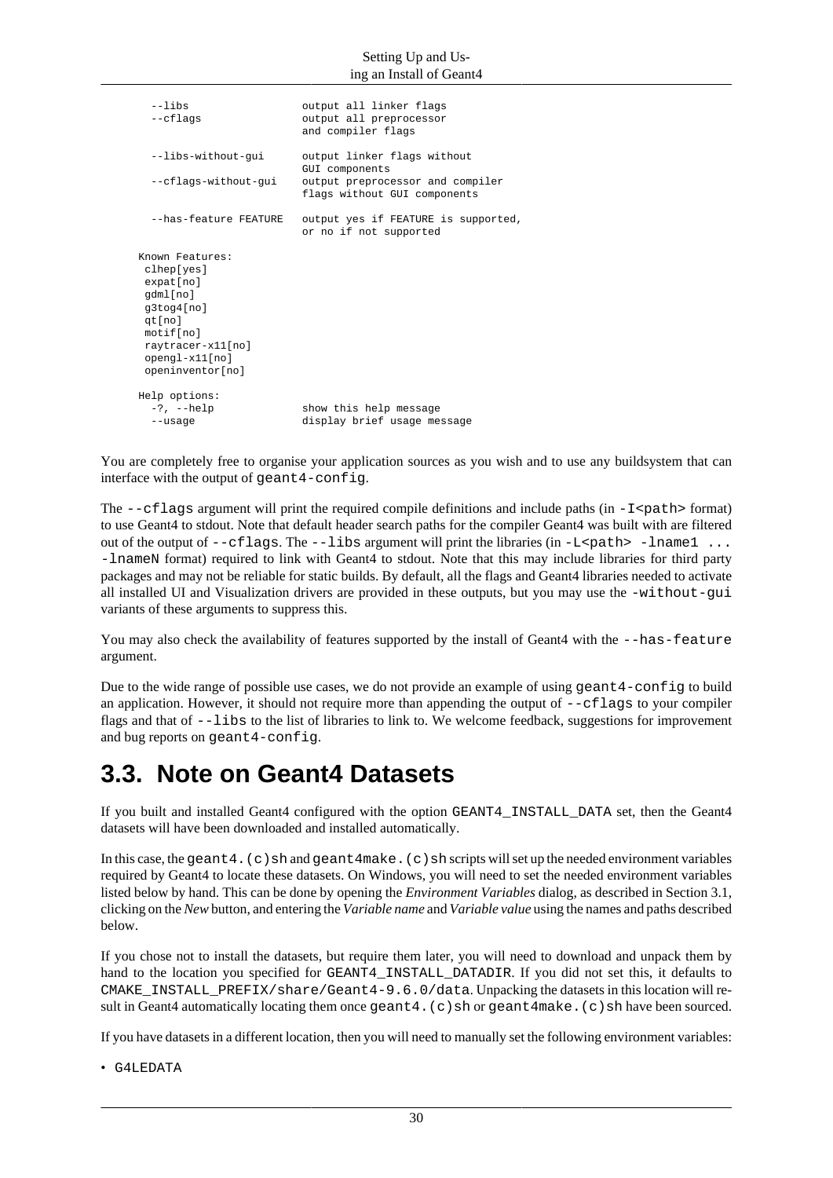```
  --libs                  output all linker flags
  --cflags                output all preprocessor
                          and compiler flags

  --libs-without-gui      output linker flags without
                          GUI components
  --cflags-without-gui    output preprocessor and compiler
                          flags without GUI components

  --has-feature FEATURE   output yes if FEATURE is supported,
                          or no if not supported

Known Features:
 clhep[yes]
 expat[no]
 gdml[no]
 g3tog4[no]
 qt[no]
 motif[no]
 raytracer-x11[no]
 opengl-x11[no]
 openinventor[no]

Help options:
  -?, --help              show this help message
  --usage                 display brief usage message
```

You are completely free to organise your application sources as you wish and to use any buildsystem that can interface with the output of `geant4-config`.

The `--cflags` argument will print the required compile definitions and include paths (in `-I<path>` format) to use Geant4 to stdout. Note that default header search paths for the compiler Geant4 was built with are filtered out of the output of `--cflags`. The `--libs` argument will print the libraries (in `-L<path> -lname1 ... -lnameN` format) required to link with Geant4 to stdout. Note that this may include libraries for third party packages and may not be reliable for static builds. By default, all the flags and Geant4 libraries needed to activate all installed UI and Visualization drivers are provided in these outputs, but you may use the `-without-gui` variants of these arguments to suppress this.

You may also check the availability of features supported by the install of Geant4 with the `--has-feature` argument.

Due to the wide range of possible use cases, we do not provide an example of using `geant4-config` to build an application. However, it should not require more than appending the output of `--cflags` to your compiler flags and that of `--libs` to the list of libraries to link to. We welcome feedback, suggestions for improvement and bug reports on `geant4-config`.

## 3.3. Note on Geant4 Datasets

If you built and installed Geant4 configured with the option `GEANT4_INSTALL_DATA` set, then the Geant4 datasets will have been downloaded and installed automatically.

In this case, the `geant4.(c)sh` and `geant4make.(c)sh` scripts will set up the needed environment variables required by Geant4 to locate these datasets. On Windows, you will need to set the needed environment variables listed below by hand. This can be done by opening the *Environment Variables* dialog, as described in Section 3.1, clicking on the *New* button, and entering the *Variable name* and *Variable value* using the names and paths described below.

If you chose not to install the datasets, but require them later, you will need to download and unpack them by hand to the location you specified for `GEANT4_INSTALL_DATADIR`. If you did not set this, it defaults to `CMAKE_INSTALL_PREFIX/share/Geant4-9.6.0/data`. Unpacking the datasets in this location will result in Geant4 automatically locating them once `geant4.(c)sh` or `geant4make.(c)sh` have been sourced.

If you have datasets in a different location, then you will need to manually set the following environment variables:

- G4LEDATA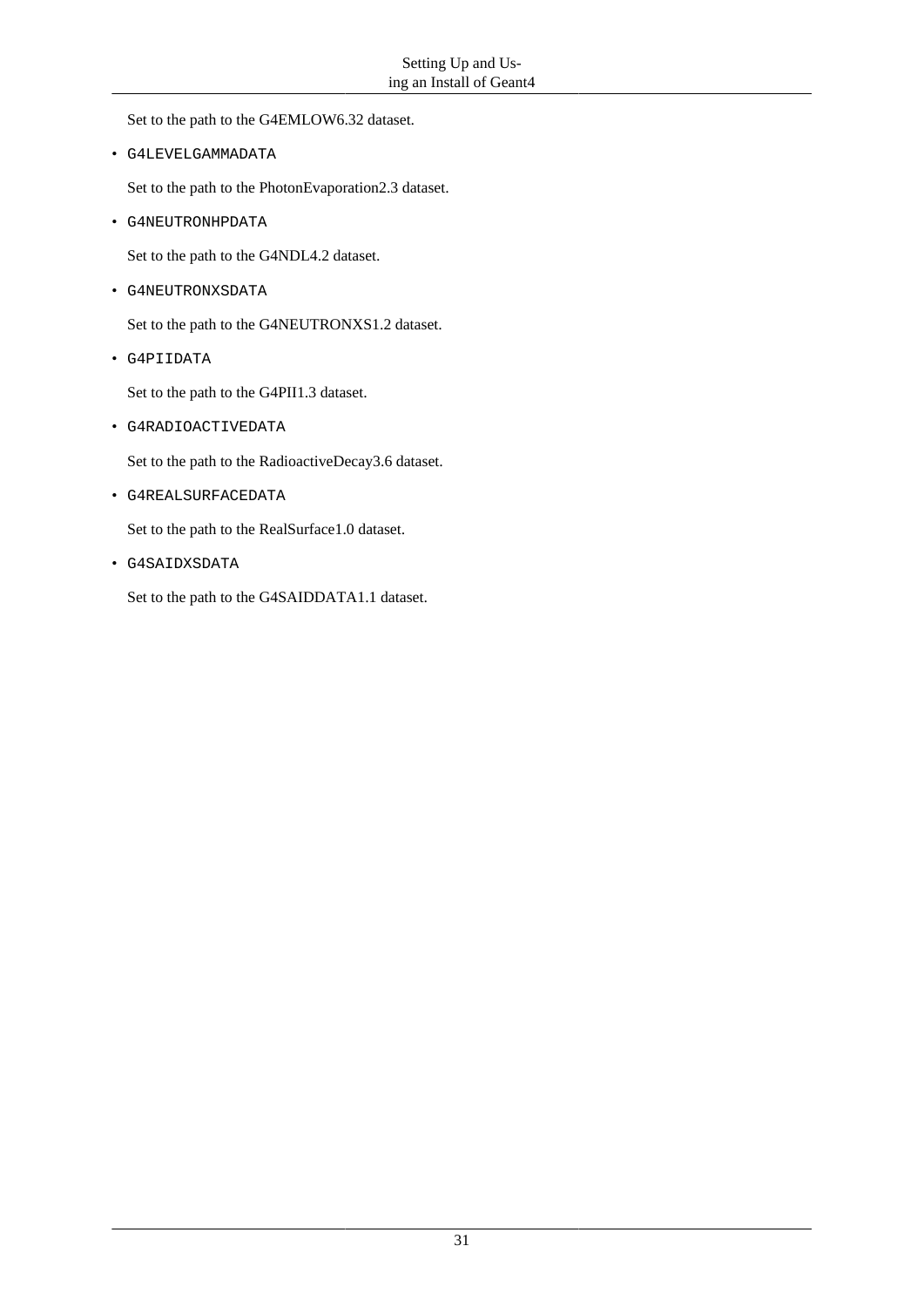Set to the path to the G4EMLOW6.32 dataset.

- `G4LEVELGAMMADATA`

  Set to the path to the PhotonEvaporation2.3 dataset.

- `G4NEUTRONHPDATA`

  Set to the path to the G4NDL4.2 dataset.

- `G4NEUTRONXSDATA`

  Set to the path to the G4NEUTRONXS1.2 dataset.

- `G4PIIDATA`

  Set to the path to the G4PII1.3 dataset.

- `G4RADIOACTIVEDATA`

  Set to the path to the RadioactiveDecay3.6 dataset.

- `G4REALSURFACEDATA`

  Set to the path to the RealSurface1.0 dataset.

- `G4SAIDXSDATA`

  Set to the path to the G4SAIDDATA1.1 dataset.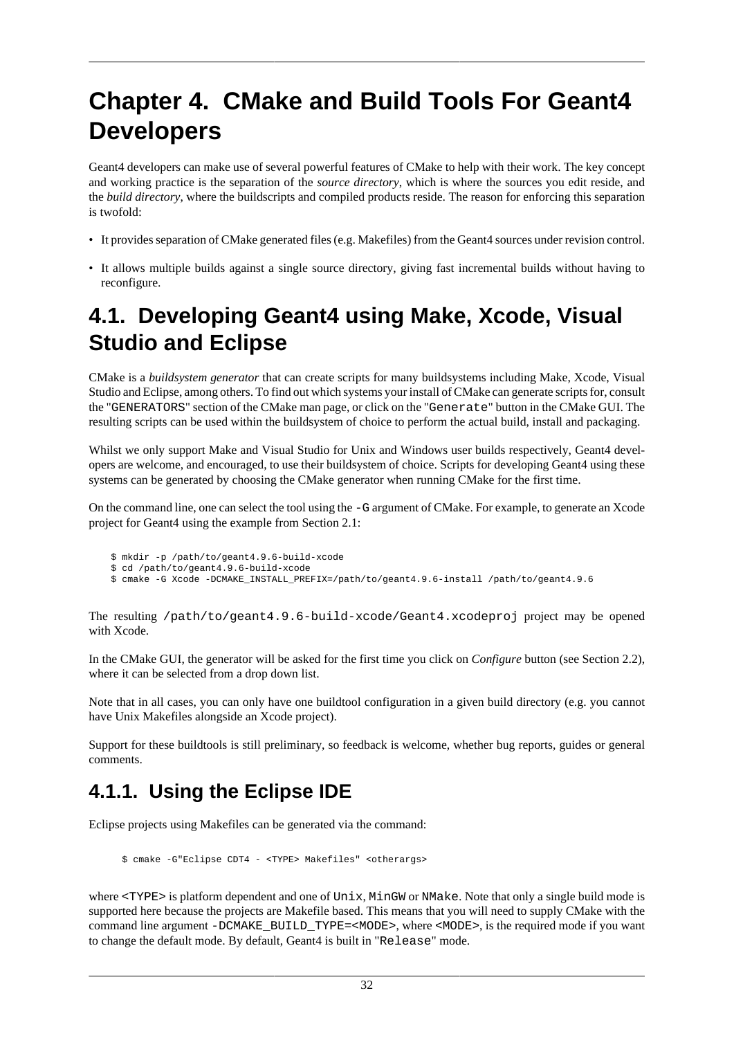# Chapter 4. CMake and Build Tools For Geant4 Developers

Geant4 developers can make use of several powerful features of CMake to help with their work. The key concept and working practice is the separation of the *source directory*, which is where the sources you edit reside, and the *build directory*, where the buildscripts and compiled products reside. The reason for enforcing this separation is twofold:

- It provides separation of CMake generated files (e.g. Makefiles) from the Geant4 sources under revision control.
- It allows multiple builds against a single source directory, giving fast incremental builds without having to reconfigure.

## 4.1. Developing Geant4 using Make, Xcode, Visual Studio and Eclipse

CMake is a *buildsystem generator* that can create scripts for many buildsystems including Make, Xcode, Visual Studio and Eclipse, among others. To find out which systems your install of CMake can generate scripts for, consult the "`GENERATORS`" section of the CMake man page, or click on the "`Generate`" button in the CMake GUI. The resulting scripts can be used within the buildsystem of choice to perform the actual build, install and packaging.

Whilst we only support Make and Visual Studio for Unix and Windows user builds respectively, Geant4 developers are welcome, and encouraged, to use their buildsystem of choice. Scripts for developing Geant4 using these systems can be generated by choosing the CMake generator when running CMake for the first time.

On the command line, one can select the tool using the `-G` argument of CMake. For example, to generate an Xcode project for Geant4 using the example from Section 2.1:

```
$ mkdir -p /path/to/geant4.9.6-build-xcode
$ cd /path/to/geant4.9.6-build-xcode
$ cmake -G Xcode -DCMAKE_INSTALL_PREFIX=/path/to/geant4.9.6-install /path/to/geant4.9.6
```

The resulting `/path/to/geant4.9.6-build-xcode/Geant4.xcodeproj` project may be opened with Xcode.

In the CMake GUI, the generator will be asked for the first time you click on *Configure* button (see Section 2.2), where it can be selected from a drop down list.

Note that in all cases, you can only have one buildtool configuration in a given build directory (e.g. you cannot have Unix Makefiles alongside an Xcode project).

Support for these buildtools is still preliminary, so feedback is welcome, whether bug reports, guides or general comments.

### 4.1.1. Using the Eclipse IDE

Eclipse projects using Makefiles can be generated via the command:

```
$ cmake -G"Eclipse CDT4 - <TYPE> Makefiles" <otherargs>
```

where `<TYPE>` is platform dependent and one of `Unix`, `MinGW` or `NMake`. Note that only a single build mode is supported here because the projects are Makefile based. This means that you will need to supply CMake with the command line argument `-DCMAKE_BUILD_TYPE=<MODE>`, where `<MODE>`, is the required mode if you want to change the default mode. By default, Geant4 is built in "`Release`" mode.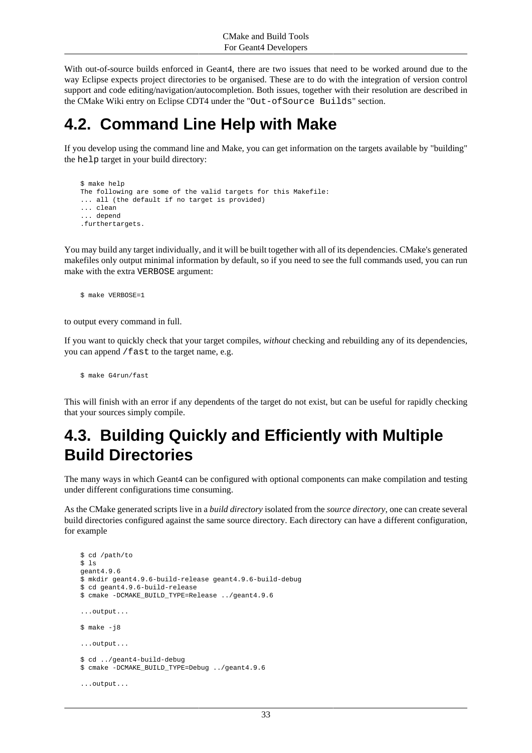With out-of-source builds enforced in Geant4, there are two issues that need to be worked around due to the way Eclipse expects project directories to be organised. These are to do with the integration of version control support and code editing/navigation/autocompletion. Both issues, together with their resolution are described in the CMake Wiki entry on Eclipse CDT4 under the "`Out-ofSource Builds`" section.

## 4.2. Command Line Help with Make

If you develop using the command line and Make, you can get information on the targets available by "building" the `help` target in your build directory:

```
$ make help
The following are some of the valid targets for this Makefile:
... all (the default if no target is provided)
... clean
... depend
.furthertargets.
```

You may build any target individually, and it will be built together with all of its dependencies. CMake's generated makefiles only output minimal information by default, so if you need to see the full commands used, you can run make with the extra `VERBOSE` argument:

```
$ make VERBOSE=1
```

to output every command in full.

If you want to quickly check that your target compiles, *without* checking and rebuilding any of its dependencies, you can append `/fast` to the target name, e.g.

```
$ make G4run/fast
```

This will finish with an error if any dependents of the target do not exist, but can be useful for rapidly checking that your sources simply compile.

## 4.3. Building Quickly and Efficiently with Multiple Build Directories

The many ways in which Geant4 can be configured with optional components can make compilation and testing under different configurations time consuming.

As the CMake generated scripts live in a *build directory* isolated from the *source directory*, one can create several build directories configured against the same source directory. Each directory can have a different configuration, for example

```
$ cd /path/to
$ ls
geant4.9.6
$ mkdir geant4.9.6-build-release geant4.9.6-build-debug
$ cd geant4.9.6-build-release
$ cmake -DCMAKE_BUILD_TYPE=Release ../geant4.9.6

...output...

$ make -j8

...output...

$ cd ../geant4-build-debug
$ cmake -DCMAKE_BUILD_TYPE=Debug ../geant4.9.6

...output...
```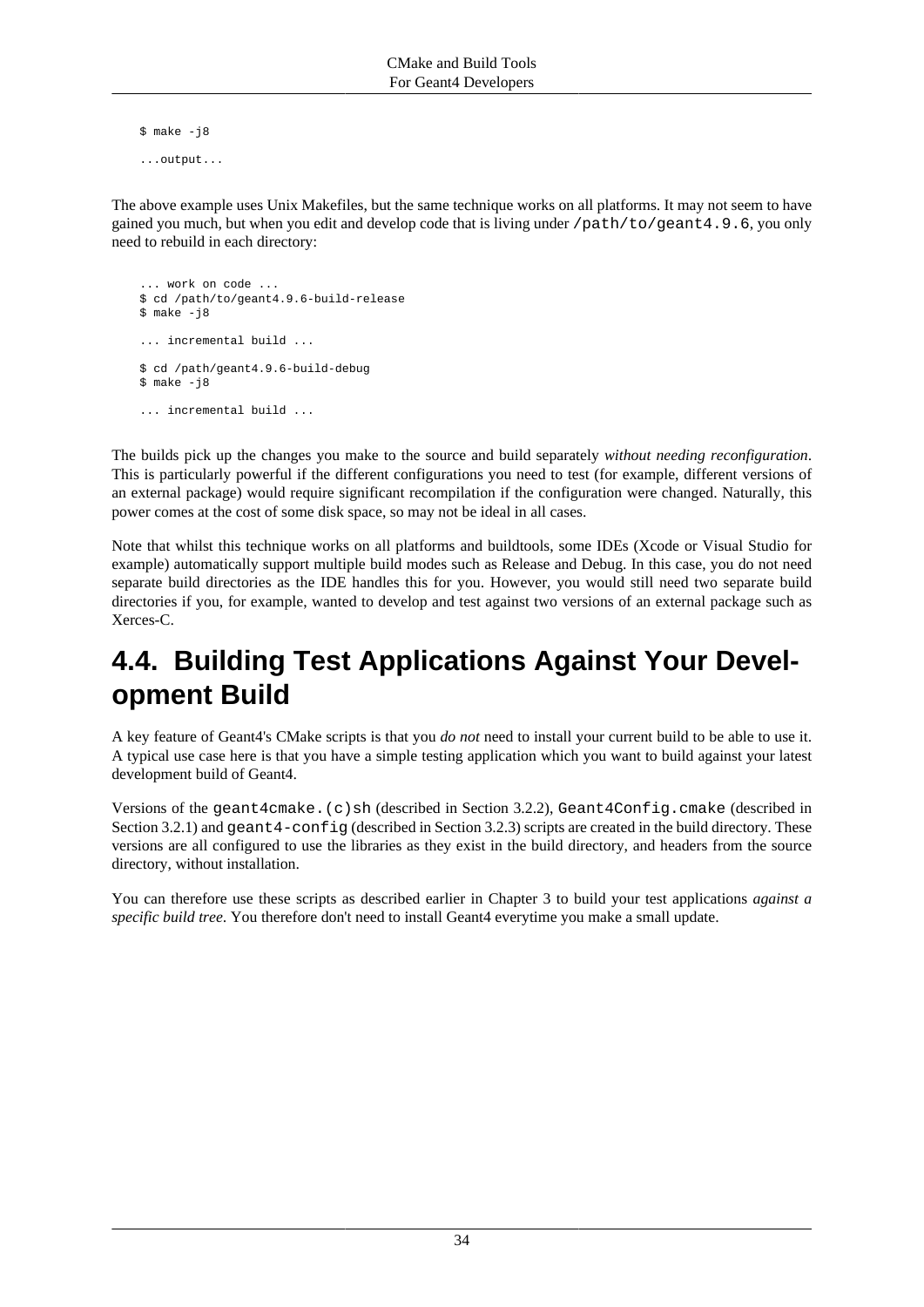```
$ make -j8
...output...
```

The above example uses Unix Makefiles, but the same technique works on all platforms. It may not seem to have gained you much, but when you edit and develop code that is living under `/path/to/geant4.9.6`, you only need to rebuild in each directory:

```
... work on code ...
$ cd /path/to/geant4.9.6-build-release
$ make -j8

... incremental build ...

$ cd /path/geant4.9.6-build-debug
$ make -j8

... incremental build ...
```

The builds pick up the changes you make to the source and build separately *without needing reconfiguration*. This is particularly powerful if the different configurations you need to test (for example, different versions of an external package) would require significant recompilation if the configuration were changed. Naturally, this power comes at the cost of some disk space, so may not be ideal in all cases.

Note that whilst this technique works on all platforms and buildtools, some IDEs (Xcode or Visual Studio for example) automatically support multiple build modes such as Release and Debug. In this case, you do not need separate build directories as the IDE handles this for you. However, you would still need two separate build directories if you, for example, wanted to develop and test against two versions of an external package such as Xerces-C.

# 4.4. Building Test Applications Against Your Development Build

A key feature of Geant4's CMake scripts is that you *do not* need to install your current build to be able to use it. A typical use case here is that you have a simple testing application which you want to build against your latest development build of Geant4.

Versions of the `geant4cmake.(c)sh` (described in Section 3.2.2), `Geant4Config.cmake` (described in Section 3.2.1) and `geant4-config` (described in Section 3.2.3) scripts are created in the build directory. These versions are all configured to use the libraries as they exist in the build directory, and headers from the source directory, without installation.

You can therefore use these scripts as described earlier in Chapter 3 to build your test applications *against a specific build tree*. You therefore don't need to install Geant4 everytime you make a small update.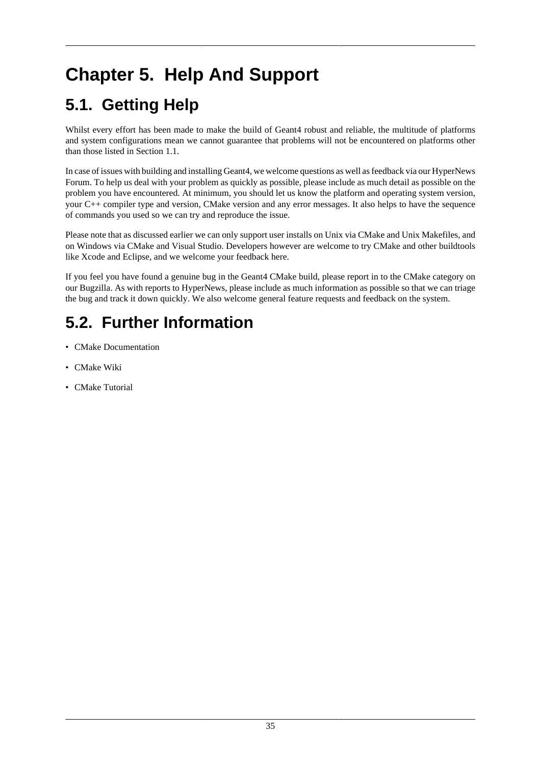# Chapter 5. Help And Support

## 5.1. Getting Help

Whilst every effort has been made to make the build of Geant4 robust and reliable, the multitude of platforms and system configurations mean we cannot guarantee that problems will not be encountered on platforms other than those listed in Section 1.1.

In case of issues with building and installing Geant4, we welcome questions as well as feedback via our HyperNews Forum. To help us deal with your problem as quickly as possible, please include as much detail as possible on the problem you have encountered. At minimum, you should let us know the platform and operating system version, your C++ compiler type and version, CMake version and any error messages. It also helps to have the sequence of commands you used so we can try and reproduce the issue.

Please note that as discussed earlier we can only support user installs on Unix via CMake and Unix Makefiles, and on Windows via CMake and Visual Studio. Developers however are welcome to try CMake and other buildtools like Xcode and Eclipse, and we welcome your feedback here.

If you feel you have found a genuine bug in the Geant4 CMake build, please report in to the CMake category on our Bugzilla. As with reports to HyperNews, please include as much information as possible so that we can triage the bug and track it down quickly. We also welcome general feature requests and feedback on the system.

## 5.2. Further Information

- CMake Documentation
- CMake Wiki
- CMake Tutorial